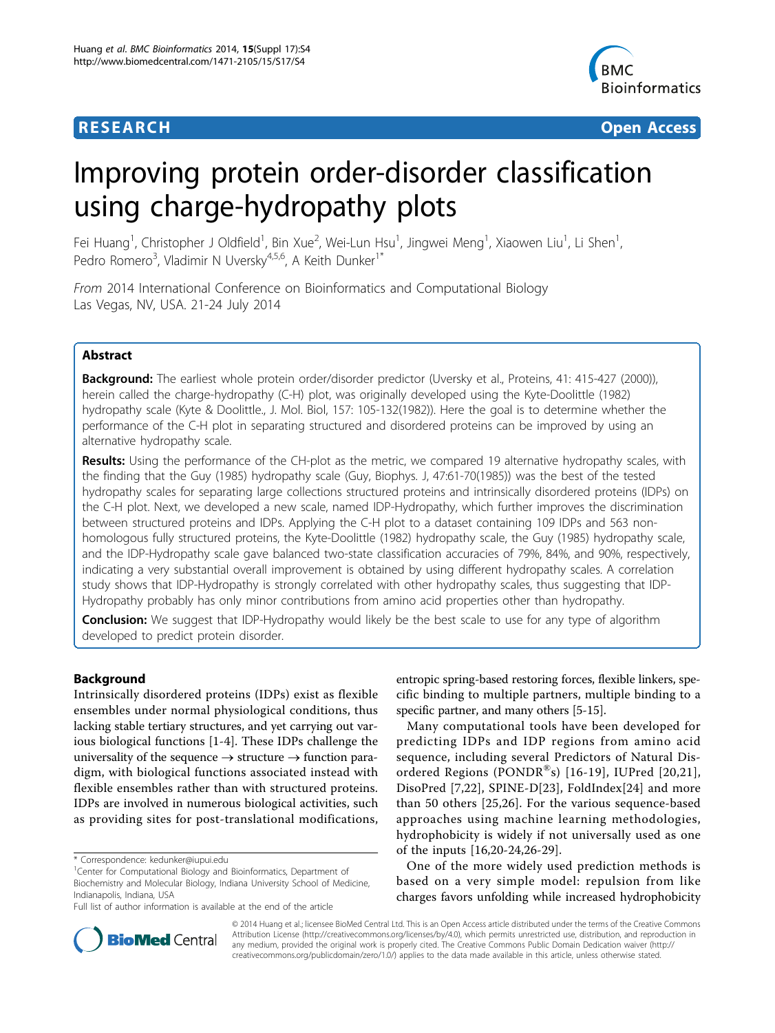**RESEARCH** **Open Access**

# Improving protein order-disorder classification using charge-hydropathy plots

Fei Huang[1], Christopher J Oldfield[1], Bin Xue[2], Wei-Lun Hsu[1], Jingwei Meng[1], Xiaowen Liu[1], Li Shen[1], Pedro Romero[3], Vladimir N Uversky[4,5,6], A Keith Dunker[1*]

*From* 2014 International Conference on Bioinformatics and Computational Biology
Las Vegas, NV, USA. 21-24 July 2014

## Abstract

**Background:** The earliest whole protein order/disorder predictor (Uversky et al., Proteins, 41: 415-427 (2000)), herein called the charge-hydropathy (C-H) plot, was originally developed using the Kyte-Doolittle (1982) hydropathy scale (Kyte & Doolittle., J. Mol. Biol, 157: 105-132(1982)). Here the goal is to determine whether the performance of the C-H plot in separating structured and disordered proteins can be improved by using an alternative hydropathy scale.

**Results:** Using the performance of the CH-plot as the metric, we compared 19 alternative hydropathy scales, with the finding that the Guy (1985) hydropathy scale (Guy, Biophys. J, 47:61-70(1985)) was the best of the tested hydropathy scales for separating large collections structured proteins and intrinsically disordered proteins (IDPs) on the C-H plot. Next, we developed a new scale, named IDP-Hydropathy, which further improves the discrimination between structured proteins and IDPs. Applying the C-H plot to a dataset containing 109 IDPs and 563 non-homologous fully structured proteins, the Kyte-Doolittle (1982) hydropathy scale, the Guy (1985) hydropathy scale, and the IDP-Hydropathy scale gave balanced two-state classification accuracies of 79%, 84%, and 90%, respectively, indicating a very substantial overall improvement is obtained by using different hydropathy scales. A correlation study shows that IDP-Hydropathy is strongly correlated with other hydropathy scales, thus suggesting that IDP-Hydropathy probably has only minor contributions from amino acid properties other than hydropathy.

**Conclusion:** We suggest that IDP-Hydropathy would likely be the best scale to use for any type of algorithm developed to predict protein disorder.

## Background

Intrinsically disordered proteins (IDPs) exist as flexible ensembles under normal physiological conditions, thus lacking stable tertiary structures, and yet carrying out various biological functions [1-4]. These IDPs challenge the universality of the sequence → structure → function paradigm, with biological functions associated instead with flexible ensembles rather than with structured proteins. IDPs are involved in numerous biological activities, such as providing sites for post-translational modifications, entropic spring-based restoring forces, flexible linkers, specific binding to multiple partners, multiple binding to a specific partner, and many others [5-15].

Many computational tools have been developed for predicting IDPs and IDP regions from amino acid sequence, including several Predictors of Natural Disordered Regions (PONDR®s) [16-19], IUPred [20,21], DisoPred [7,22], SPINE-D[23], FoldIndex[24] and more than 50 others [25,26]. For the various sequence-based approaches using machine learning methodologies, hydrophobicity is widely if not universally used as one of the inputs [16,20-24,26-29].

One of the more widely used prediction methods is based on a very simple model: repulsion from like charges favors unfolding while increased hydrophobicity

\* Correspondence: kedunker@iupui.edu
[1]Center for Computational Biology and Bioinformatics, Department of Biochemistry and Molecular Biology, Indiana University School of Medicine, Indianapolis, Indiana, USA
Full list of author information is available at the end of the article

© 2014 Huang et al.; licensee BioMed Central Ltd. This is an Open Access article distributed under the terms of the Creative Commons Attribution License (http://creativecommons.org/licenses/by/4.0), which permits unrestricted use, distribution, and reproduction in any medium, provided the original work is properly cited. The Creative Commons Public Domain Dedication waiver (http://creativecommons.org/publicdomain/zero/1.0/) applies to the data made available in this article, unless otherwise stated.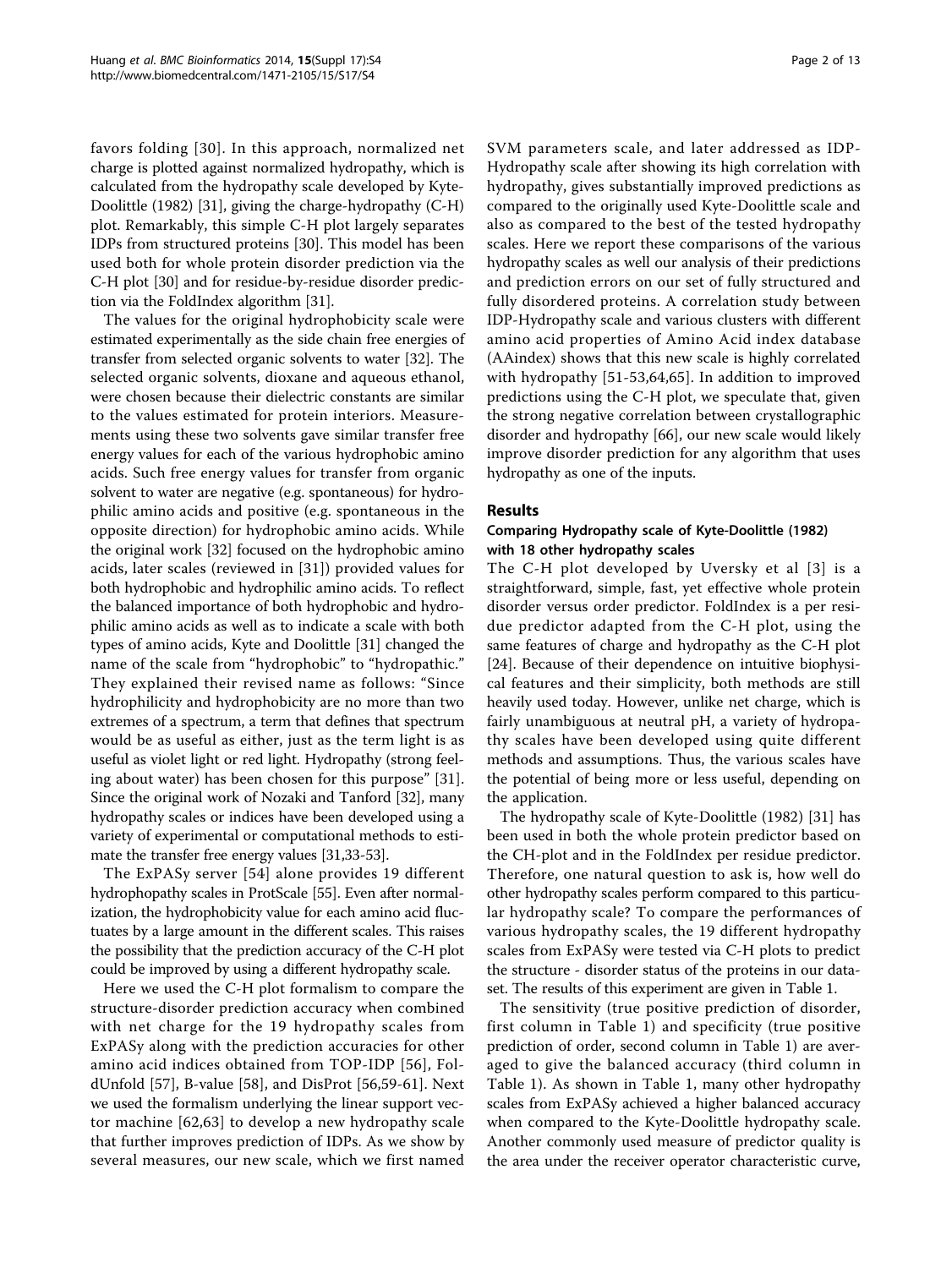favors folding [30]. In this approach, normalized net charge is plotted against normalized hydropathy, which is calculated from the hydropathy scale developed by Kyte-Doolittle (1982) [31], giving the charge-hydropathy (C-H) plot. Remarkably, this simple C-H plot largely separates IDPs from structured proteins [30]. This model has been used both for whole protein disorder prediction via the C-H plot [30] and for residue-by-residue disorder prediction via the FoldIndex algorithm [31].

The values for the original hydrophobicity scale were estimated experimentally as the side chain free energies of transfer from selected organic solvents to water [32]. The selected organic solvents, dioxane and aqueous ethanol, were chosen because their dielectric constants are similar to the values estimated for protein interiors. Measurements using these two solvents gave similar transfer free energy values for each of the various hydrophobic amino acids. Such free energy values for transfer from organic solvent to water are negative (e.g. spontaneous) for hydrophilic amino acids and positive (e.g. spontaneous in the opposite direction) for hydrophobic amino acids. While the original work [32] focused on the hydrophobic amino acids, later scales (reviewed in [31]) provided values for both hydrophobic and hydrophilic amino acids. To reflect the balanced importance of both hydrophobic and hydrophilic amino acids as well as to indicate a scale with both types of amino acids, Kyte and Doolittle [31] changed the name of the scale from "hydrophobic" to "hydropathic." They explained their revised name as follows: "Since hydrophilicity and hydrophobicity are no more than two extremes of a spectrum, a term that defines that spectrum would be as useful as either, just as the term light is as useful as violet light or red light. Hydropathy (strong feeling about water) has been chosen for this purpose" [31]. Since the original work of Nozaki and Tanford [32], many hydropathy scales or indices have been developed using a variety of experimental or computational methods to estimate the transfer free energy values [31,33-53].

The ExPASy server [54] alone provides 19 different hydrophopathy scales in ProtScale [55]. Even after normalization, the hydrophobicity value for each amino acid fluctuates by a large amount in the different scales. This raises the possibility that the prediction accuracy of the C-H plot could be improved by using a different hydropathy scale.

Here we used the C-H plot formalism to compare the structure-disorder prediction accuracy when combined with net charge for the 19 hydropathy scales from ExPASy along with the prediction accuracies for other amino acid indices obtained from TOP-IDP [56], FoldUnfold [57], B-value [58], and DisProt [56,59-61]. Next we used the formalism underlying the linear support vector machine [62,63] to develop a new hydropathy scale that further improves prediction of IDPs. As we show by several measures, our new scale, which we first named SVM parameters scale, and later addressed as IDP-Hydropathy scale after showing its high correlation with hydropathy, gives substantially improved predictions as compared to the originally used Kyte-Doolittle scale and also as compared to the best of the tested hydropathy scales. Here we report these comparisons of the various hydropathy scales as well our analysis of their predictions and prediction errors on our set of fully structured and fully disordered proteins. A correlation study between IDP-Hydropathy scale and various clusters with different amino acid properties of Amino Acid index database (AAindex) shows that this new scale is highly correlated with hydropathy [51-53,64,65]. In addition to improved predictions using the C-H plot, we speculate that, given the strong negative correlation between crystallographic disorder and hydropathy [66], our new scale would likely improve disorder prediction for any algorithm that uses hydropathy as one of the inputs.

## Results

### Comparing Hydropathy scale of Kyte-Doolittle (1982) with 18 other hydropathy scales

The C-H plot developed by Uversky et al [3] is a straightforward, simple, fast, yet effective whole protein disorder versus order predictor. FoldIndex is a per residue predictor adapted from the C-H plot, using the same features of charge and hydropathy as the C-H plot [24]. Because of their dependence on intuitive biophysical features and their simplicity, both methods are still heavily used today. However, unlike net charge, which is fairly unambiguous at neutral pH, a variety of hydropathy scales have been developed using quite different methods and assumptions. Thus, the various scales have the potential of being more or less useful, depending on the application.

The hydropathy scale of Kyte-Doolittle (1982) [31] has been used in both the whole protein predictor based on the CH-plot and in the FoldIndex per residue predictor. Therefore, one natural question to ask is, how well do other hydropathy scales perform compared to this particular hydropathy scale? To compare the performances of various hydropathy scales, the 19 different hydropathy scales from ExPASy were tested via C-H plots to predict the structure - disorder status of the proteins in our dataset. The results of this experiment are given in Table 1.

The sensitivity (true positive prediction of disorder, first column in Table 1) and specificity (true positive prediction of order, second column in Table 1) are averaged to give the balanced accuracy (third column in Table 1). As shown in Table 1, many other hydropathy scales from ExPASy achieved a higher balanced accuracy when compared to the Kyte-Doolittle hydropathy scale. Another commonly used measure of predictor quality is the area under the receiver operator characteristic curve,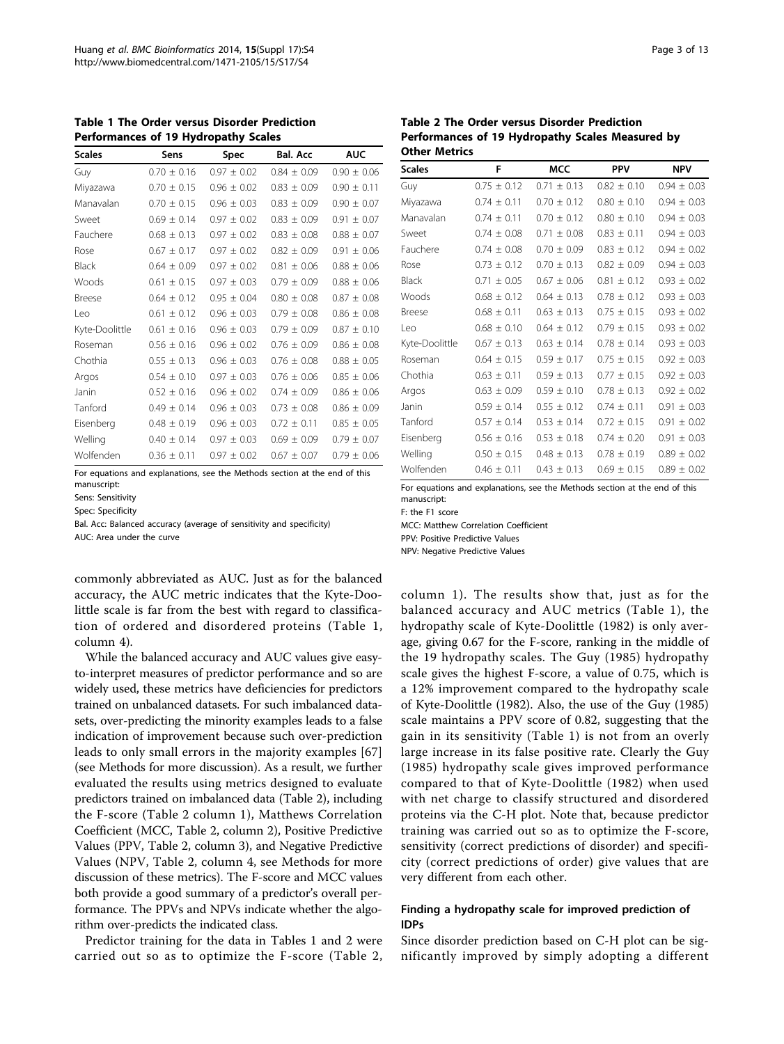**Table 1 The Order versus Disorder Prediction Performances of 19 Hydropathy Scales**

| Scales | Sens | Spec | Bal. Acc | AUC |
|---|---|---|---|---|
| Guy | 0.70 ± 0.16 | 0.97 ± 0.02 | 0.84 ± 0.09 | 0.90 ± 0.06 |
| Miyazawa | 0.70 ± 0.15 | 0.96 ± 0.02 | 0.83 ± 0.09 | 0.90 ± 0.11 |
| Manavalan | 0.70 ± 0.15 | 0.96 ± 0.03 | 0.83 ± 0.09 | 0.90 ± 0.07 |
| Sweet | 0.69 ± 0.14 | 0.97 ± 0.02 | 0.83 ± 0.09 | 0.91 ± 0.07 |
| Fauchere | 0.68 ± 0.13 | 0.97 ± 0.02 | 0.83 ± 0.08 | 0.88 ± 0.07 |
| Rose | 0.67 ± 0.17 | 0.97 ± 0.02 | 0.82 ± 0.09 | 0.91 ± 0.06 |
| Black | 0.64 ± 0.09 | 0.97 ± 0.02 | 0.81 ± 0.06 | 0.88 ± 0.06 |
| Woods | 0.61 ± 0.15 | 0.97 ± 0.03 | 0.79 ± 0.09 | 0.88 ± 0.06 |
| Breese | 0.64 ± 0.12 | 0.95 ± 0.04 | 0.80 ± 0.08 | 0.87 ± 0.08 |
| Leo | 0.61 ± 0.12 | 0.96 ± 0.03 | 0.79 ± 0.08 | 0.86 ± 0.08 |
| Kyte-Doolittle | 0.61 ± 0.16 | 0.96 ± 0.03 | 0.79 ± 0.09 | 0.87 ± 0.10 |
| Roseman | 0.56 ± 0.16 | 0.96 ± 0.02 | 0.76 ± 0.09 | 0.86 ± 0.08 |
| Chothia | 0.55 ± 0.13 | 0.96 ± 0.03 | 0.76 ± 0.08 | 0.88 ± 0.05 |
| Argos | 0.54 ± 0.10 | 0.97 ± 0.03 | 0.76 ± 0.06 | 0.85 ± 0.06 |
| Janin | 0.52 ± 0.16 | 0.96 ± 0.02 | 0.74 ± 0.09 | 0.86 ± 0.06 |
| Tanford | 0.49 ± 0.14 | 0.96 ± 0.03 | 0.73 ± 0.08 | 0.86 ± 0.09 |
| Eisenberg | 0.48 ± 0.19 | 0.96 ± 0.03 | 0.72 ± 0.11 | 0.85 ± 0.05 |
| Welling | 0.40 ± 0.14 | 0.97 ± 0.03 | 0.69 ± 0.09 | 0.79 ± 0.07 |
| Wolfenden | 0.36 ± 0.11 | 0.97 ± 0.02 | 0.67 ± 0.07 | 0.79 ± 0.06 |

For equations and explanations, see the Methods section at the end of this manuscript:

Sens: Sensitivity

Spec: Specificity

Bal. Acc: Balanced accuracy (average of sensitivity and specificity)

AUC: Area under the curve

**Table 2 The Order versus Disorder Prediction Performances of 19 Hydropathy Scales Measured by Other Metrics**

| Scales | F | MCC | PPV | NPV |
|---|---|---|---|---|
| Guy | 0.75 ± 0.12 | 0.71 ± 0.13 | 0.82 ± 0.10 | 0.94 ± 0.03 |
| Miyazawa | 0.74 ± 0.11 | 0.70 ± 0.12 | 0.80 ± 0.10 | 0.94 ± 0.03 |
| Manavalan | 0.74 ± 0.11 | 0.70 ± 0.12 | 0.80 ± 0.10 | 0.94 ± 0.03 |
| Sweet | 0.74 ± 0.08 | 0.71 ± 0.08 | 0.83 ± 0.11 | 0.94 ± 0.03 |
| Fauchere | 0.74 ± 0.08 | 0.70 ± 0.09 | 0.83 ± 0.12 | 0.94 ± 0.02 |
| Rose | 0.73 ± 0.12 | 0.70 ± 0.13 | 0.82 ± 0.09 | 0.94 ± 0.03 |
| Black | 0.71 ± 0.05 | 0.67 ± 0.06 | 0.81 ± 0.12 | 0.93 ± 0.02 |
| Woods | 0.68 ± 0.12 | 0.64 ± 0.13 | 0.78 ± 0.12 | 0.93 ± 0.03 |
| Breese | 0.68 ± 0.11 | 0.63 ± 0.13 | 0.75 ± 0.15 | 0.93 ± 0.02 |
| Leo | 0.68 ± 0.10 | 0.64 ± 0.12 | 0.79 ± 0.15 | 0.93 ± 0.02 |
| Kyte-Doolittle | 0.67 ± 0.13 | 0.63 ± 0.14 | 0.78 ± 0.14 | 0.93 ± 0.03 |
| Roseman | 0.64 ± 0.15 | 0.59 ± 0.17 | 0.75 ± 0.15 | 0.92 ± 0.03 |
| Chothia | 0.63 ± 0.11 | 0.59 ± 0.13 | 0.77 ± 0.15 | 0.92 ± 0.03 |
| Argos | 0.63 ± 0.09 | 0.59 ± 0.10 | 0.78 ± 0.13 | 0.92 ± 0.02 |
| Janin | 0.59 ± 0.14 | 0.55 ± 0.12 | 0.74 ± 0.11 | 0.91 ± 0.03 |
| Tanford | 0.57 ± 0.14 | 0.53 ± 0.14 | 0.72 ± 0.15 | 0.91 ± 0.02 |
| Eisenberg | 0.56 ± 0.16 | 0.53 ± 0.18 | 0.74 ± 0.20 | 0.91 ± 0.03 |
| Welling | 0.50 ± 0.15 | 0.48 ± 0.13 | 0.78 ± 0.19 | 0.89 ± 0.02 |
| Wolfenden | 0.46 ± 0.11 | 0.43 ± 0.13 | 0.69 ± 0.15 | 0.89 ± 0.02 |

For equations and explanations, see the Methods section at the end of this manuscript:

F: the F1 score

MCC: Matthew Correlation Coefficient

PPV: Positive Predictive Values

NPV: Negative Predictive Values

commonly abbreviated as AUC. Just as for the balanced accuracy, the AUC metric indicates that the Kyte-Doolittle scale is far from the best with regard to classification of ordered and disordered proteins (Table 1, column 4).

While the balanced accuracy and AUC values give easy-to-interpret measures of predictor performance and so are widely used, these metrics have deficiencies for predictors trained on unbalanced datasets. For such imbalanced datasets, over-predicting the minority examples leads to a false indication of improvement because such over-prediction leads to only small errors in the majority examples [67] (see Methods for more discussion). As a result, we further evaluated the results using metrics designed to evaluate predictors trained on imbalanced data (Table 2), including the F-score (Table 2 column 1), Matthews Correlation Coefficient (MCC, Table 2, column 2), Positive Predictive Values (PPV, Table 2, column 3), and Negative Predictive Values (NPV, Table 2, column 4, see Methods for more discussion of these metrics). The F-score and MCC values both provide a good summary of a predictor's overall performance. The PPVs and NPVs indicate whether the algorithm over-predicts the indicated class.

Predictor training for the data in Tables 1 and 2 were carried out so as to optimize the F-score (Table 2, column 1). The results show that, just as for the balanced accuracy and AUC metrics (Table 1), the hydropathy scale of Kyte-Doolittle (1982) is only average, giving 0.67 for the F-score, ranking in the middle of the 19 hydropathy scales. The Guy (1985) hydropathy scale gives the highest F-score, a value of 0.75, which is a 12% improvement compared to the hydropathy scale of Kyte-Doolittle (1982). Also, the use of the Guy (1985) scale maintains a PPV score of 0.82, suggesting that the gain in its sensitivity (Table 1) is not from an overly large increase in its false positive rate. Clearly the Guy (1985) hydropathy scale gives improved performance compared to that of Kyte-Doolittle (1982) when used with net charge to classify structured and disordered proteins via the C-H plot. Note that, because predictor training was carried out so as to optimize the F-score, sensitivity (correct predictions of disorder) and specificity (correct predictions of order) give values that are very different from each other.

### Finding a hydropathy scale for improved prediction of IDPs

Since disorder prediction based on C-H plot can be significantly improved by simply adopting a different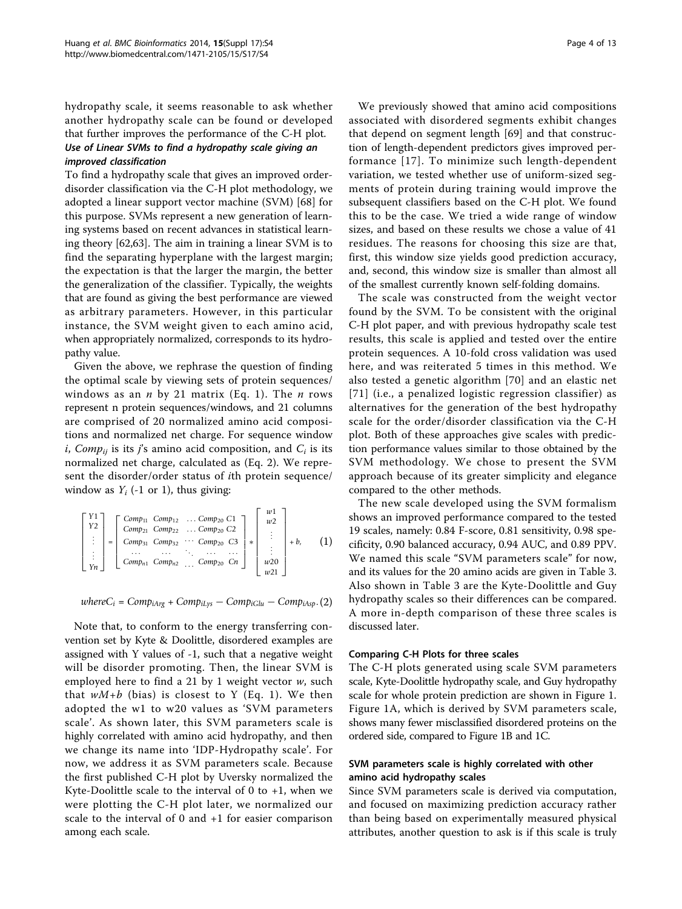hydropathy scale, it seems reasonable to ask whether another hydropathy scale can be found or developed that further improves the performance of the C-H plot.

### *Use of Linear SVMs to find a hydropathy scale giving an improved classification*

To find a hydropathy scale that gives an improved order-disorder classification via the C-H plot methodology, we adopted a linear support vector machine (SVM) [68] for this purpose. SVMs represent a new generation of learning systems based on recent advances in statistical learning theory [62,63]. The aim in training a linear SVM is to find the separating hyperplane with the largest margin; the expectation is that the larger the margin, the better the generalization of the classifier. Typically, the weights that are found as giving the best performance are viewed as arbitrary parameters. However, in this particular instance, the SVM weight given to each amino acid, when appropriately normalized, corresponds to its hydropathy value.

Given the above, we rephrase the question of finding the optimal scale by viewing sets of protein sequences/windows as an $n$ by 21 matrix (Eq. 1). The $n$ rows represent n protein sequences/windows, and 21 columns are comprised of 20 normalized amino acid compositions and normalized net charge. For sequence window $i$, $Comp_{ij}$ is its $j$'s amino acid composition, and $C_i$ is its normalized net charge, calculated as (Eq. 2). We represent the disorder/order status of $i$th protein sequence/window as $Y_i$ (-1 or 1), thus giving:

$$\begin{bmatrix} Y1 \\ Y2 \\ \vdots \\ \vdots \\ Yn \end{bmatrix} = \begin{bmatrix} Comp_{11} & Comp_{12} & \ldots Comp_{20} & C1 \\ Comp_{21} & Comp_{22} & \ldots Comp_{20} & C2 \\ Comp_{31} & Comp_{32} & \cdots Comp_{20} & C3 \\ \cdots & \cdots & \ddots \quad \cdots & \cdots \\ Comp_{n1} & Comp_{n2} & \ldots Comp_{20} & Cn \end{bmatrix} * \begin{bmatrix} w1 \\ w2 \\ \vdots \\ \vdots \\ w20 \\ w21 \end{bmatrix} + b, \tag{1}$$

$$where C_i = Comp_{iArg} + Comp_{iLys} - Comp_{iGlu} - Comp_{iAsp}. \tag{2}$$

Note that, to conform to the energy transferring convention set by Kyte & Doolittle, disordered examples are assigned with Y values of -1, such that a negative weight will be disorder promoting. Then, the linear SVM is employed here to find a 21 by 1 weight vector $w$, such that $wM+b$ (bias) is closest to Y (Eq. 1). We then adopted the w1 to w20 values as 'SVM parameters scale'. As shown later, this SVM parameters scale is highly correlated with amino acid hydropathy, and then we change its name into 'IDP-Hydropathy scale'. For now, we address it as SVM parameters scale. Because the first published C-H plot by Uversky normalized the Kyte-Doolittle scale to the interval of 0 to +1, when we were plotting the C-H plot later, we normalized our scale to the interval of 0 and +1 for easier comparison among each scale.

We previously showed that amino acid compositions associated with disordered segments exhibit changes that depend on segment length [69] and that construction of length-dependent predictors gives improved performance [17]. To minimize such length-dependent variation, we tested whether use of uniform-sized segments of protein during training would improve the subsequent classifiers based on the C-H plot. We found this to be the case. We tried a wide range of window sizes, and based on these results we chose a value of 41 residues. The reasons for choosing this size are that, first, this window size yields good prediction accuracy, and, second, this window size is smaller than almost all of the smallest currently known self-folding domains.

The scale was constructed from the weight vector found by the SVM. To be consistent with the original C-H plot paper, and with previous hydropathy scale test results, this scale is applied and tested over the entire protein sequences. A 10-fold cross validation was used here, and was reiterated 5 times in this method. We also tested a genetic algorithm [70] and an elastic net [71] (i.e., a penalized logistic regression classifier) as alternatives for the generation of the best hydropathy scale for the order/disorder classification via the C-H plot. Both of these approaches give scales with prediction performance values similar to those obtained by the SVM methodology. We chose to present the SVM approach because of its greater simplicity and elegance compared to the other methods.

The new scale developed using the SVM formalism shows an improved performance compared to the tested 19 scales, namely: 0.84 F-score, 0.81 sensitivity, 0.98 specificity, 0.90 balanced accuracy, 0.94 AUC, and 0.89 PPV. We named this scale "SVM parameters scale" for now, and its values for the 20 amino acids are given in Table 3. Also shown in Table 3 are the Kyte-Doolittle and Guy hydropathy scales so their differences can be compared. A more in-depth comparison of these three scales is discussed later.

#### Comparing C-H Plots for three scales

The C-H plots generated using scale SVM parameters scale, Kyte-Doolittle hydropathy scale, and Guy hydropathy scale for whole protein prediction are shown in Figure 1. Figure 1A, which is derived by SVM parameters scale, shows many fewer misclassified disordered proteins on the ordered side, compared to Figure 1B and 1C.

#### SVM parameters scale is highly correlated with other amino acid hydropathy scales

Since SVM parameters scale is derived via computation, and focused on maximizing prediction accuracy rather than being based on experimentally measured physical attributes, another question to ask is if this scale is truly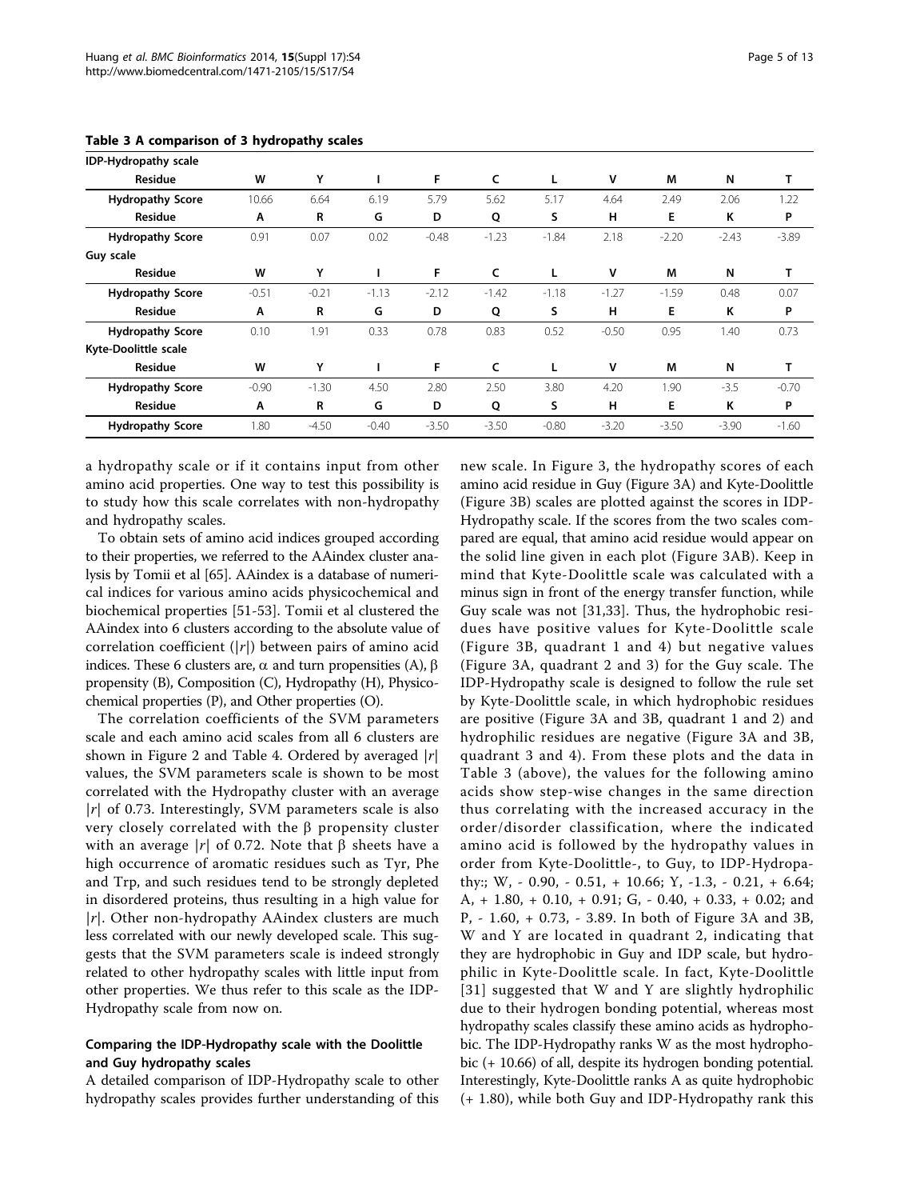**Table 3 A comparison of 3 hydropathy scales**

| IDP-Hydropathy scale | | | | | | | | | | |
|---|---|---|---|---|---|---|---|---|---|---|
| **Residue** | **W** | **Y** | **I** | **F** | **C** | **L** | **V** | **M** | **N** | **T** |
| **Hydropathy Score** | 10.66 | 6.64 | 6.19 | 5.79 | 5.62 | 5.17 | 4.64 | 2.49 | 2.06 | 1.22 |
| **Residue** | **A** | **R** | **G** | **D** | **Q** | **S** | **H** | **E** | **K** | **P** |
| **Hydropathy Score** | 0.91 | 0.07 | 0.02 | -0.48 | -1.23 | -1.84 | 2.18 | -2.20 | -2.43 | -3.89 |
| **Guy scale** | | | | | | | | | | |
| **Residue** | **W** | **Y** | **I** | **F** | **C** | **L** | **V** | **M** | **N** | **T** |
| **Hydropathy Score** | -0.51 | -0.21 | -1.13 | -2.12 | -1.42 | -1.18 | -1.27 | -1.59 | 0.48 | 0.07 |
| **Residue** | **A** | **R** | **G** | **D** | **Q** | **S** | **H** | **E** | **K** | **P** |
| **Hydropathy Score** | 0.10 | 1.91 | 0.33 | 0.78 | 0.83 | 0.52 | -0.50 | 0.95 | 1.40 | 0.73 |
| **Kyte-Doolittle scale** | | | | | | | | | | |
| **Residue** | **W** | **Y** | **I** | **F** | **C** | **L** | **V** | **M** | **N** | **T** |
| **Hydropathy Score** | -0.90 | -1.30 | 4.50 | 2.80 | 2.50 | 3.80 | 4.20 | 1.90 | -3.5 | -0.70 |
| **Residue** | **A** | **R** | **G** | **D** | **Q** | **S** | **H** | **E** | **K** | **P** |
| **Hydropathy Score** | 1.80 | -4.50 | -0.40 | -3.50 | -3.50 | -0.80 | -3.20 | -3.50 | -3.90 | -1.60 |

a hydropathy scale or if it contains input from other amino acid properties. One way to test this possibility is to study how this scale correlates with non-hydropathy and hydropathy scales.

To obtain sets of amino acid indices grouped according to their properties, we referred to the AAindex cluster analysis by Tomii et al [65]. AAindex is a database of numerical indices for various amino acids physicochemical and biochemical properties [51-53]. Tomii et al clustered the AAindex into 6 clusters according to the absolute value of correlation coefficient ($|r|$) between pairs of amino acid indices. These 6 clusters are, α and turn propensities (A), β propensity (B), Composition (C), Hydropathy (H), Physicochemical properties (P), and Other properties (O).

The correlation coefficients of the SVM parameters scale and each amino acid scales from all 6 clusters are shown in Figure 2 and Table 4. Ordered by averaged $|r|$ values, the SVM parameters scale is shown to be most correlated with the Hydropathy cluster with an average $|r|$ of 0.73. Interestingly, SVM parameters scale is also very closely correlated with the β propensity cluster with an average $|r|$ of 0.72. Note that β sheets have a high occurrence of aromatic residues such as Tyr, Phe and Trp, and such residues tend to be strongly depleted in disordered proteins, thus resulting in a high value for $|r|$. Other non-hydropathy AAindex clusters are much less correlated with our newly developed scale. This suggests that the SVM parameters scale is indeed strongly related to other hydropathy scales with little input from other properties. We thus refer to this scale as the IDP-Hydropathy scale from now on.

### Comparing the IDP-Hydropathy scale with the Doolittle and Guy hydropathy scales

A detailed comparison of IDP-Hydropathy scale to other hydropathy scales provides further understanding of this new scale. In Figure 3, the hydropathy scores of each amino acid residue in Guy (Figure 3A) and Kyte-Doolittle (Figure 3B) scales are plotted against the scores in IDP-Hydropathy scale. If the scores from the two scales compared are equal, that amino acid residue would appear on the solid line given in each plot (Figure 3AB). Keep in mind that Kyte-Doolittle scale was calculated with a minus sign in front of the energy transfer function, while Guy scale was not [31,33]. Thus, the hydrophobic residues have positive values for Kyte-Doolittle scale (Figure 3B, quadrant 1 and 4) but negative values (Figure 3A, quadrant 2 and 3) for the Guy scale. The IDP-Hydropathy scale is designed to follow the rule set by Kyte-Doolittle scale, in which hydrophobic residues are positive (Figure 3A and 3B, quadrant 1 and 2) and hydrophilic residues are negative (Figure 3A and 3B, quadrant 3 and 4). From these plots and the data in Table 3 (above), the values for the following amino acids show step-wise changes in the same direction thus correlating with the increased accuracy in the order/disorder classification, where the indicated amino acid is followed by the hydropathy values in order from Kyte-Doolittle-, to Guy, to IDP-Hydropathy:; W, - 0.90, - 0.51, + 10.66; Y, -1.3, - 0.21, + 6.64; A, + 1.80, + 0.10, + 0.91; G, - 0.40, + 0.33, + 0.02; and P, - 1.60, + 0.73, - 3.89. In both of Figure 3A and 3B, W and Y are located in quadrant 2, indicating that they are hydrophobic in Guy and IDP scale, but hydrophilic in Kyte-Doolittle scale. In fact, Kyte-Doolittle [31] suggested that W and Y are slightly hydrophilic due to their hydrogen bonding potential, whereas most hydropathy scales classify these amino acids as hydrophobic. The IDP-Hydropathy ranks W as the most hydrophobic (+ 10.66) of all, despite its hydrogen bonding potential. Interestingly, Kyte-Doolittle ranks A as quite hydrophobic (+ 1.80), while both Guy and IDP-Hydropathy rank this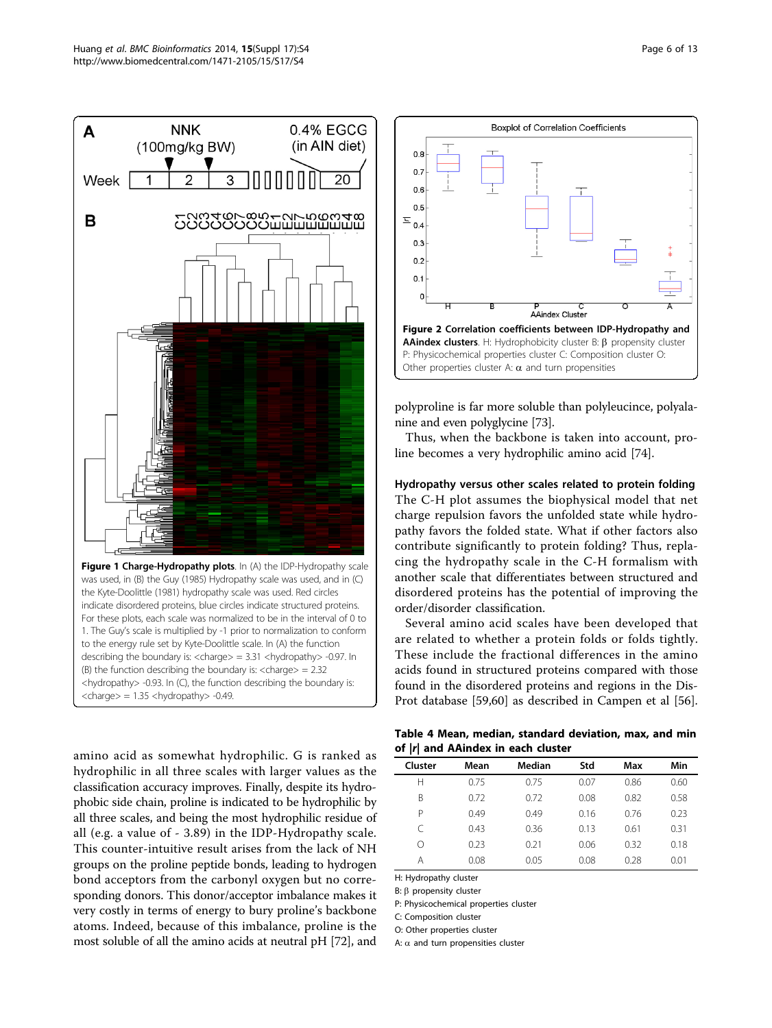**Figure 1 Charge-Hydropathy plots**. In (A) the IDP-Hydropathy scale was used, in (B) the Guy (1985) Hydropathy scale was used, and in (C) the Kyte-Doolittle (1981) hydropathy scale was used. Red circles indicate disordered proteins, blue circles indicate structured proteins. For these plots, each scale was normalized to be in the interval of 0 to 1. The Guy's scale is multiplied by -1 prior to normalization to conform to the energy rule set by Kyte-Doolittle scale. In (A) the function describing the boundary is: <charge> = 3.31 <hydropathy> -0.97. In (B) the function describing the boundary is: <charge> = 2.32 <hydropathy> -0.93. In (C), the function describing the boundary is: <charge> = 1.35 <hydropathy> -0.49.

amino acid as somewhat hydrophilic. G is ranked as hydrophilic in all three scales with larger values as the classification accuracy improves. Finally, despite its hydrophobic side chain, proline is indicated to be hydrophilic by all three scales, and being the most hydrophilic residue of all (e.g. a value of - 3.89) in the IDP-Hydropathy scale. This counter-intuitive result arises from the lack of NH groups on the proline peptide bonds, leading to hydrogen bond acceptors from the carbonyl oxygen but no corresponding donors. This donor/acceptor imbalance makes it very costly in terms of energy to bury proline's backbone atoms. Indeed, because of this imbalance, proline is the most soluble of all the amino acids at neutral pH [72], and polyproline is far more soluble than polyleucince, polyalanine and even polyglycine [73].

Thus, when the backbone is taken into account, proline becomes a very hydrophilic amino acid [74].

**Figure 2 Correlation coefficients between IDP-Hydropathy and AAindex clusters**. H: Hydrophobicity cluster B: β propensity cluster P: Physicochemical properties cluster C: Composition cluster O: Other properties cluster A: α and turn propensities

### Hydropathy versus other scales related to protein folding

The C-H plot assumes the biophysical model that net charge repulsion favors the unfolded state while hydropathy favors the folded state. What if other factors also contribute significantly to protein folding? Thus, replacing the hydropathy scale in the C-H formalism with another scale that differentiates between structured and disordered proteins has the potential of improving the order/disorder classification.

Several amino acid scales have been developed that are related to whether a protein folds or folds tightly. These include the fractional differences in the amino acids found in structured proteins compared with those found in the disordered proteins and regions in the DisProt database [59,60] as described in Campen et al [56].

**Table 4 Mean, median, standard deviation, max, and min of |*r*| and AAindex in each cluster**

| Cluster | Mean | Median | Std | Max | Min |
|---|---|---|---|---|---|
| H | 0.75 | 0.75 | 0.07 | 0.86 | 0.60 |
| B | 0.72 | 0.72 | 0.08 | 0.82 | 0.58 |
| P | 0.49 | 0.49 | 0.16 | 0.76 | 0.23 |
| C | 0.43 | 0.36 | 0.13 | 0.61 | 0.31 |
| O | 0.23 | 0.21 | 0.06 | 0.32 | 0.18 |
| A | 0.08 | 0.05 | 0.08 | 0.28 | 0.01 |

H: Hydropathy cluster
B: β propensity cluster
P: Physicochemical properties cluster
C: Composition cluster
O: Other properties cluster
A: α and turn propensities cluster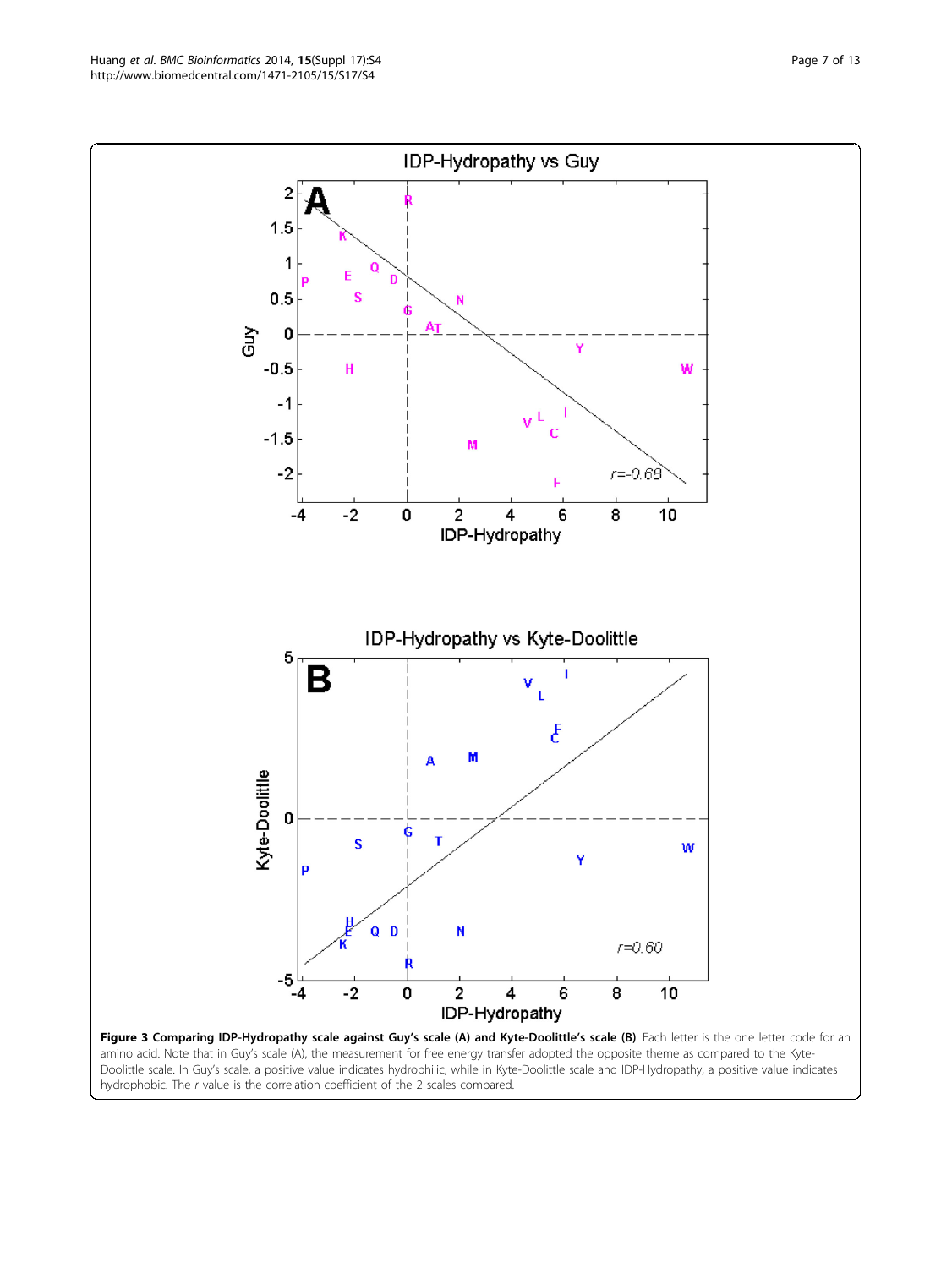**Figure 3 Comparing IDP-Hydropathy scale against Guy's scale (A) and Kyte-Doolittle's scale (B).** Each letter is the one letter code for an amino acid. Note that in Guy's scale (A), the measurement for free energy transfer adopted the opposite theme as compared to the Kyte-Doolittle scale. In Guy's scale, a positive value indicates hydrophilic, while in Kyte-Doolittle scale and IDP-Hydropathy, a positive value indicates hydrophobic. The *r* value is the correlation coefficient of the 2 scales compared.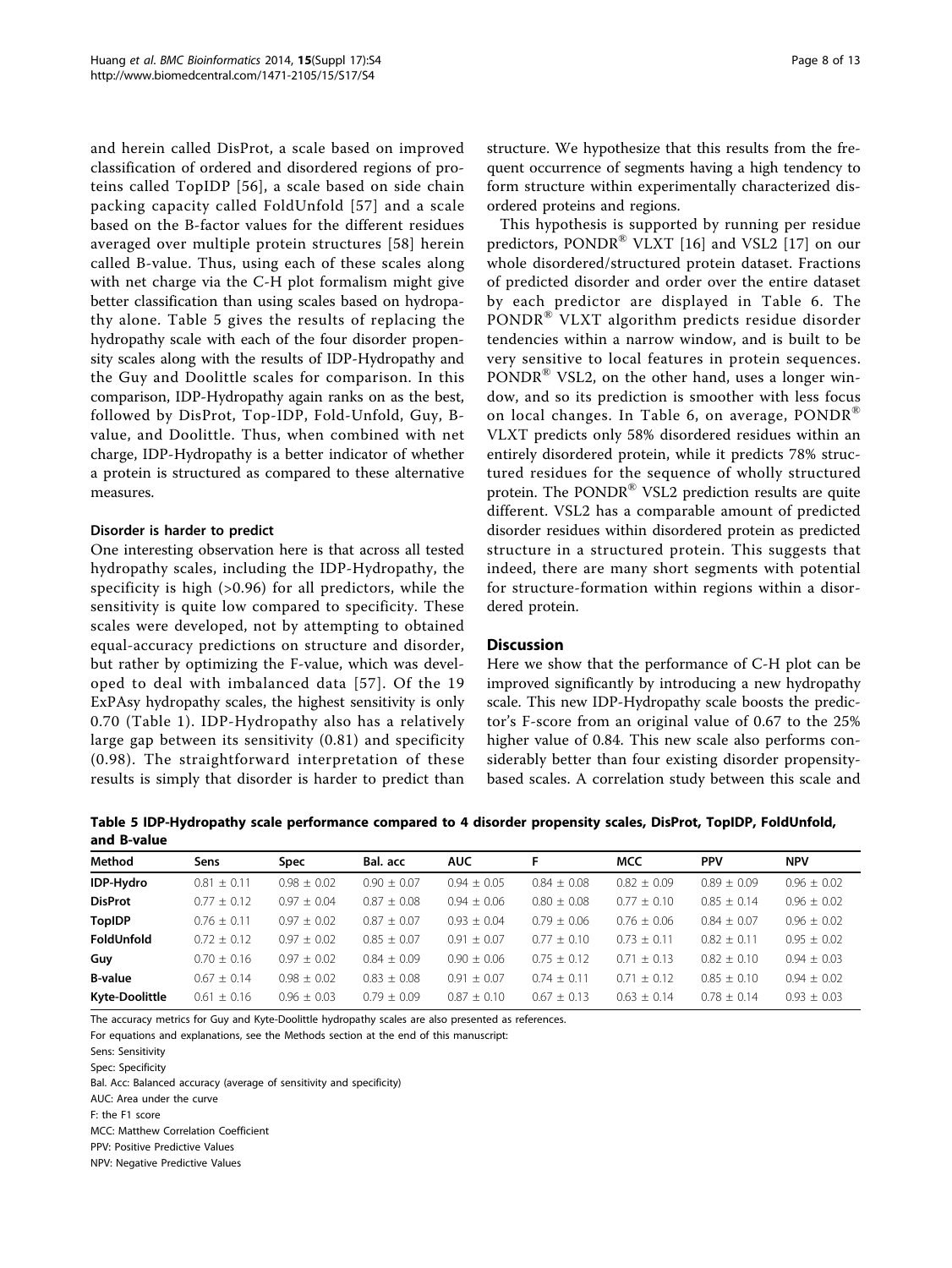and herein called DisProt, a scale based on improved classification of ordered and disordered regions of proteins called TopIDP [56], a scale based on side chain packing capacity called FoldUnfold [57] and a scale based on the B-factor values for the different residues averaged over multiple protein structures [58] herein called B-value. Thus, using each of these scales along with net charge via the C-H plot formalism might give better classification than using scales based on hydropathy alone. Table 5 gives the results of replacing the hydropathy scale with each of the four disorder propensity scales along with the results of IDP-Hydropathy and the Guy and Doolittle scales for comparison. In this comparison, IDP-Hydropathy again ranks on as the best, followed by DisProt, Top-IDP, Fold-Unfold, Guy, B-value, and Doolittle. Thus, when combined with net charge, IDP-Hydropathy is a better indicator of whether a protein is structured as compared to these alternative measures.

#### Disorder is harder to predict

One interesting observation here is that across all tested hydropathy scales, including the IDP-Hydropathy, the specificity is high (>0.96) for all predictors, while the sensitivity is quite low compared to specificity. These scales were developed, not by attempting to obtained equal-accuracy predictions on structure and disorder, but rather by optimizing the F-value, which was developed to deal with imbalanced data [57]. Of the 19 ExPAsy hydropathy scales, the highest sensitivity is only 0.70 (Table 1). IDP-Hydropathy also has a relatively large gap between its sensitivity (0.81) and specificity (0.98). The straightforward interpretation of these results is simply that disorder is harder to predict than structure. We hypothesize that this results from the frequent occurrence of segments having a high tendency to form structure within experimentally characterized disordered proteins and regions.

This hypothesis is supported by running per residue predictors, PONDR® VLXT [16] and VSL2 [17] on our whole disordered/structured protein dataset. Fractions of predicted disorder and order over the entire dataset by each predictor are displayed in Table 6. The PONDR® VLXT algorithm predicts residue disorder tendencies within a narrow window, and is built to be very sensitive to local features in protein sequences. PONDR® VSL2, on the other hand, uses a longer window, and so its prediction is smoother with less focus on local changes. In Table 6, on average, PONDR® VLXT predicts only 58% disordered residues within an entirely disordered protein, while it predicts 78% structured residues for the sequence of wholly structured protein. The PONDR® VSL2 prediction results are quite different. VSL2 has a comparable amount of predicted disorder residues within disordered protein as predicted structure in a structured protein. This suggests that indeed, there are many short segments with potential for structure-formation within regions within a disordered protein.

## Discussion

Here we show that the performance of C-H plot can be improved significantly by introducing a new hydropathy scale. This new IDP-Hydropathy scale boosts the predictor's F-score from an original value of 0.67 to the 25% higher value of 0.84. This new scale also performs considerably better than four existing disorder propensity-based scales. A correlation study between this scale and

**Table 5 IDP-Hydropathy scale performance compared to 4 disorder propensity scales, DisProt, TopIDP, FoldUnfold, and B-value**

| Method | Sens | Spec | Bal. acc | AUC | F | MCC | PPV | NPV |
|---|---|---|---|---|---|---|---|---|
| **IDP-Hydro** | 0.81 ± 0.11 | 0.98 ± 0.02 | 0.90 ± 0.07 | 0.94 ± 0.05 | 0.84 ± 0.08 | 0.82 ± 0.09 | 0.89 ± 0.09 | 0.96 ± 0.02 |
| **DisProt** | 0.77 ± 0.12 | 0.97 ± 0.04 | 0.87 ± 0.08 | 0.94 ± 0.06 | 0.80 ± 0.08 | 0.77 ± 0.10 | 0.85 ± 0.14 | 0.96 ± 0.02 |
| **TopIDP** | 0.76 ± 0.11 | 0.97 ± 0.02 | 0.87 ± 0.07 | 0.93 ± 0.04 | 0.79 ± 0.06 | 0.76 ± 0.06 | 0.84 ± 0.07 | 0.96 ± 0.02 |
| **FoldUnfold** | 0.72 ± 0.12 | 0.97 ± 0.02 | 0.85 ± 0.07 | 0.91 ± 0.07 | 0.77 ± 0.10 | 0.73 ± 0.11 | 0.82 ± 0.11 | 0.95 ± 0.02 |
| **Guy** | 0.70 ± 0.16 | 0.97 ± 0.02 | 0.84 ± 0.09 | 0.90 ± 0.06 | 0.75 ± 0.12 | 0.71 ± 0.13 | 0.82 ± 0.10 | 0.94 ± 0.03 |
| **B-value** | 0.67 ± 0.14 | 0.98 ± 0.02 | 0.83 ± 0.08 | 0.91 ± 0.07 | 0.74 ± 0.11 | 0.71 ± 0.12 | 0.85 ± 0.10 | 0.94 ± 0.02 |
| **Kyte-Doolittle** | 0.61 ± 0.16 | 0.96 ± 0.03 | 0.79 ± 0.09 | 0.87 ± 0.10 | 0.67 ± 0.13 | 0.63 ± 0.14 | 0.78 ± 0.14 | 0.93 ± 0.03 |

The accuracy metrics for Guy and Kyte-Doolittle hydropathy scales are also presented as references.

For equations and explanations, see the Methods section at the end of this manuscript:

Sens: Sensitivity

Spec: Specificity

Bal. Acc: Balanced accuracy (average of sensitivity and specificity)

AUC: Area under the curve

F: the F1 score

MCC: Matthew Correlation Coefficient

PPV: Positive Predictive Values

NPV: Negative Predictive Values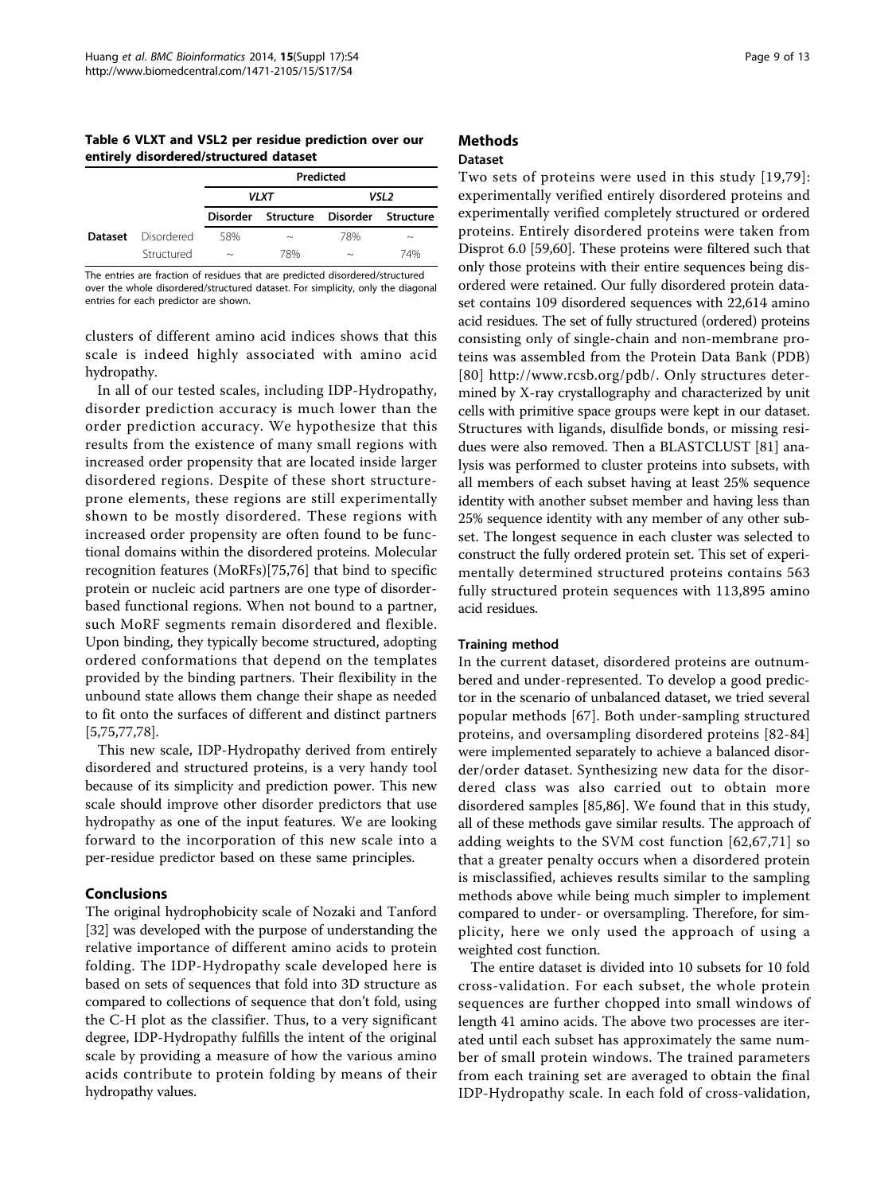**Table 6 VLXT and VSL2 per residue prediction over our entirely disordered/structured dataset**

| | | Predicted | | | |
|---|---|---|---|---|---|
| | | *VLXT* | | *VSL2* | |
| | | **Disorder** | **Structure** | **Disorder** | **Structure** |
| **Dataset** | Disordered | 58% | ~ | 78% | ~ |
| | Structured | ~ | 78% | ~ | 74% |

The entries are fraction of residues that are predicted disordered/structured over the whole disordered/structured dataset. For simplicity, only the diagonal entries for each predictor are shown.

clusters of different amino acid indices shows that this scale is indeed highly associated with amino acid hydropathy.

In all of our tested scales, including IDP-Hydropathy, disorder prediction accuracy is much lower than the order prediction accuracy. We hypothesize that this results from the existence of many small regions with increased order propensity that are located inside larger disordered regions. Despite of these short structure-prone elements, these regions are still experimentally shown to be mostly disordered. These regions with increased order propensity are often found to be functional domains within the disordered proteins. Molecular recognition features (MoRFs)[75,76] that bind to specific protein or nucleic acid partners are one type of disorder-based functional regions. When not bound to a partner, such MoRF segments remain disordered and flexible. Upon binding, they typically become structured, adopting ordered conformations that depend on the templates provided by the binding partners. Their flexibility in the unbound state allows them change their shape as needed to fit onto the surfaces of different and distinct partners [5,75,77,78].

This new scale, IDP-Hydropathy derived from entirely disordered and structured proteins, is a very handy tool because of its simplicity and prediction power. This new scale should improve other disorder predictors that use hydropathy as one of the input features. We are looking forward to the incorporation of this new scale into a per-residue predictor based on these same principles.

## Conclusions

The original hydrophobicity scale of Nozaki and Tanford [32] was developed with the purpose of understanding the relative importance of different amino acids to protein folding. The IDP-Hydropathy scale developed here is based on sets of sequences that fold into 3D structure as compared to collections of sequence that don't fold, using the C-H plot as the classifier. Thus, to a very significant degree, IDP-Hydropathy fulfills the intent of the original scale by providing a measure of how the various amino acids contribute to protein folding by means of their hydropathy values.

## Methods

### Dataset

Two sets of proteins were used in this study [19,79]: experimentally verified entirely disordered proteins and experimentally verified completely structured or ordered proteins. Entirely disordered proteins were taken from Disprot 6.0 [59,60]. These proteins were filtered such that only those proteins with their entire sequences being disordered were retained. Our fully disordered protein dataset contains 109 disordered sequences with 22,614 amino acid residues. The set of fully structured (ordered) proteins consisting only of single-chain and non-membrane proteins was assembled from the Protein Data Bank (PDB) [80] http://www.rcsb.org/pdb/. Only structures determined by X-ray crystallography and characterized by unit cells with primitive space groups were kept in our dataset. Structures with ligands, disulfide bonds, or missing residues were also removed. Then a BLASTCLUST [81] analysis was performed to cluster proteins into subsets, with all members of each subset having at least 25% sequence identity with another subset member and having less than 25% sequence identity with any member of any other subset. The longest sequence in each cluster was selected to construct the fully ordered protein set. This set of experimentally determined structured proteins contains 563 fully structured protein sequences with 113,895 amino acid residues.

### Training method

In the current dataset, disordered proteins are outnumbered and under-represented. To develop a good predictor in the scenario of unbalanced dataset, we tried several popular methods [67]. Both under-sampling structured proteins, and oversampling disordered proteins [82-84] were implemented separately to achieve a balanced disorder/order dataset. Synthesizing new data for the disordered class was also carried out to obtain more disordered samples [85,86]. We found that in this study, all of these methods gave similar results. The approach of adding weights to the SVM cost function [62,67,71] so that a greater penalty occurs when a disordered protein is misclassified, achieves results similar to the sampling methods above while being much simpler to implement compared to under- or oversampling. Therefore, for simplicity, here we only used the approach of using a weighted cost function.

The entire dataset is divided into 10 subsets for 10 fold cross-validation. For each subset, the whole protein sequences are further chopped into small windows of length 41 amino acids. The above two processes are iterated until each subset has approximately the same number of small protein windows. The trained parameters from each training set are averaged to obtain the final IDP-Hydropathy scale. In each fold of cross-validation,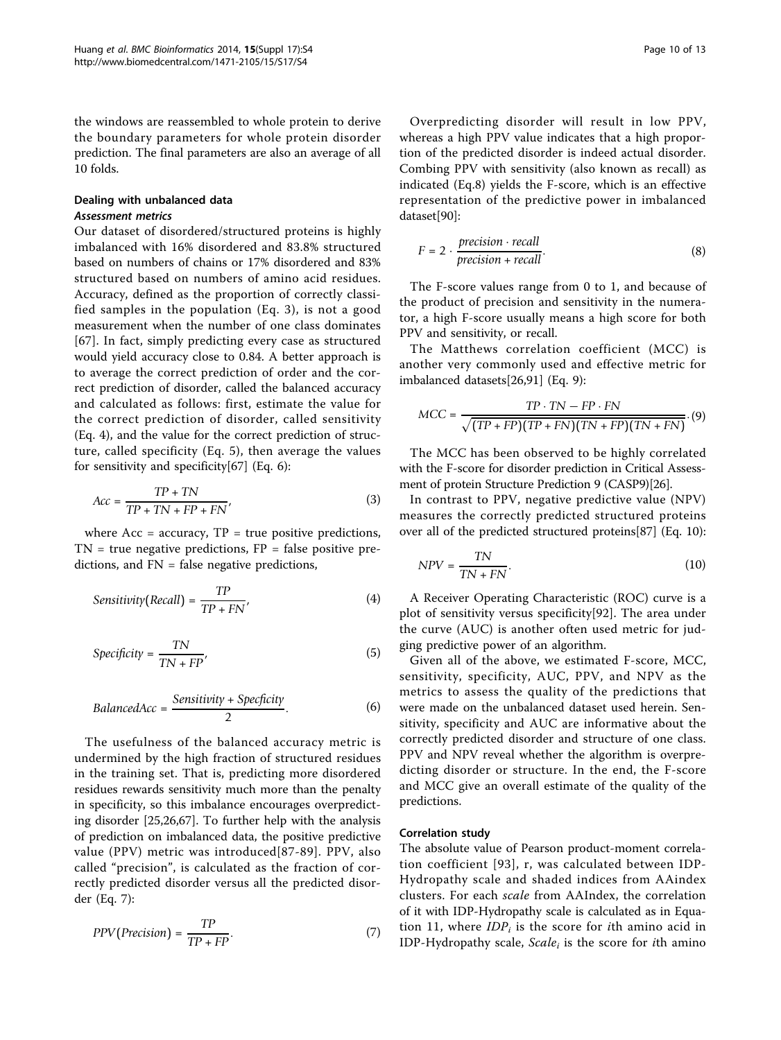the windows are reassembled to whole protein to derive the boundary parameters for whole protein disorder prediction. The final parameters are also an average of all 10 folds.

### Dealing with unbalanced data

#### *Assessment metrics*

Our dataset of disordered/structured proteins is highly imbalanced with 16% disordered and 83.8% structured based on numbers of chains or 17% disordered and 83% structured based on numbers of amino acid residues. Accuracy, defined as the proportion of correctly classified samples in the population (Eq. 3), is not a good measurement when the number of one class dominates [67]. In fact, simply predicting every case as structured would yield accuracy close to 0.84. A better approach is to average the correct prediction of order and the correct prediction of disorder, called the balanced accuracy and calculated as follows: first, estimate the value for the correct prediction of disorder, called sensitivity (Eq. 4), and the value for the correct prediction of structure, called specificity (Eq. 5), then average the values for sensitivity and specificity[67] (Eq. 6):

$$Acc = \frac{TP + TN}{TP + TN + FP + FN}, \tag{3}$$

where Acc = accuracy, TP = true positive predictions, TN = true negative predictions, FP = false positive predictions, and FN = false negative predictions,

$$Sensitivity(Recall) = \frac{TP}{TP + FN}, \tag{4}$$

$$Specificity = \frac{TN}{TN + FP}, \tag{5}$$

$$BalancedAcc = \frac{Sensitivity + Specficity}{2}. \tag{6}$$

The usefulness of the balanced accuracy metric is undermined by the high fraction of structured residues in the training set. That is, predicting more disordered residues rewards sensitivity much more than the penalty in specificity, so this imbalance encourages overpredicting disorder [25,26,67]. To further help with the analysis of prediction on imbalanced data, the positive predictive value (PPV) metric was introduced[87-89]. PPV, also called "precision", is calculated as the fraction of correctly predicted disorder versus all the predicted disorder (Eq. 7):

$$PPV(Precision) = \frac{TP}{TP + FP}. \tag{7}$$

Overpredicting disorder will result in low PPV, whereas a high PPV value indicates that a high proportion of the predicted disorder is indeed actual disorder. Combing PPV with sensitivity (also known as recall) as indicated (Eq.8) yields the F-score, which is an effective representation of the predictive power in imbalanced dataset[90]:

$$F = 2 \cdot \frac{precision \cdot recall}{precision + recall}. \tag{8}$$

The F-score values range from 0 to 1, and because of the product of precision and sensitivity in the numerator, a high F-score usually means a high score for both PPV and sensitivity, or recall.

The Matthews correlation coefficient (MCC) is another very commonly used and effective metric for imbalanced datasets[26,91] (Eq. 9):

$$MCC = \frac{TP \cdot TN - FP \cdot FN}{\sqrt{(TP + FP)(TP + FN)(TN + FP)(TN + FN)}}. \tag{9}$$

The MCC has been observed to be highly correlated with the F-score for disorder prediction in Critical Assessment of protein Structure Prediction 9 (CASP9)[26].

In contrast to PPV, negative predictive value (NPV) measures the correctly predicted structured proteins over all of the predicted structured proteins[87] (Eq. 10):

$$NPV = \frac{TN}{TN + FN}. \tag{10}$$

A Receiver Operating Characteristic (ROC) curve is a plot of sensitivity versus specificity[92]. The area under the curve (AUC) is another often used metric for judging predictive power of an algorithm.

Given all of the above, we estimated F-score, MCC, sensitivity, specificity, AUC, PPV, and NPV as the metrics to assess the quality of the predictions that were made on the unbalanced dataset used herein. Sensitivity, specificity and AUC are informative about the correctly predicted disorder and structure of one class. PPV and NPV reveal whether the algorithm is overpredicting disorder or structure. In the end, the F-score and MCC give an overall estimate of the quality of the predictions.

### Correlation study

The absolute value of Pearson product-moment correlation coefficient [93], r, was calculated between IDP-Hydropathy scale and shaded indices from AAindex clusters. For each *scale* from AAIndex, the correlation of it with IDP-Hydropathy scale is calculated as in Equation 11, where $IDP_i$ is the score for *i*th amino acid in IDP-Hydropathy scale, $Scale_i$ is the score for *i*th amino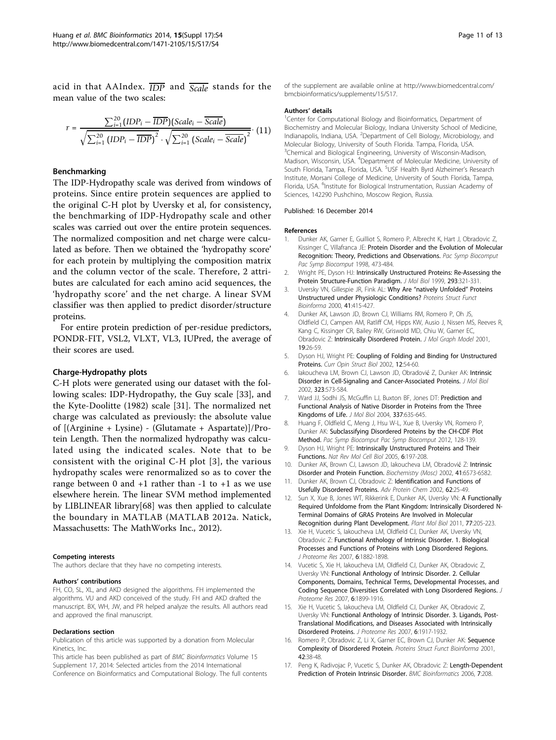acid in that AAIndex. $\overline{IDP}$ and $\overline{Scale}$ stands for the mean value of the two scales:

$$r = \frac{\sum_{i=1}^{20}(IDP_i - \overline{IDP})(Scale_i - \overline{Scale})}{\sqrt{\sum_{i=1}^{20}(IDP_i - \overline{IDP})^2} \cdot \sqrt{\sum_{i=1}^{20}(Scale_i - \overline{Scale})^2}} \cdot \quad (11)$$

### Benchmarking

The IDP-Hydropathy scale was derived from windows of proteins. Since entire protein sequences are applied to the original C-H plot by Uversky et al, for consistency, the benchmarking of IDP-Hydropathy scale and other scales was carried out over the entire protein sequences. The normalized composition and net charge were calculated as before. Then we obtained the 'hydropathy score' for each protein by multiplying the composition matrix and the column vector of the scale. Therefore, 2 attributes are calculated for each amino acid sequences, the 'hydropathy score' and the net charge. A linear SVM classifier was then applied to predict disorder/structure proteins.

For entire protein prediction of per-residue predictors, PONDR-FIT, VSL2, VLXT, VL3, IUPred, the average of their scores are used.

### Charge-Hydropathy plots

C-H plots were generated using our dataset with the following scales: IDP-Hydropathy, the Guy scale [33], and the Kyte-Doolitte (1982) scale [31]. The normalized net charge was calculated as previously: the absolute value of [(Arginine + Lysine) - (Glutamate + Aspartate)]/Protein Length. Then the normalized hydropathy was calculated using the indicated scales. Note that to be consistent with the original C-H plot [3], the various hydropathy scales were renormalized so as to cover the range between 0 and +1 rather than -1 to +1 as we use elsewhere herein. The linear SVM method implemented by LIBLINEAR library[68] was then applied to calculate the boundary in MATLAB (MATLAB 2012a. Natick, Massachusetts: The MathWorks Inc., 2012).

#### Competing interests

The authors declare that they have no competing interests.

#### Authors' contributions

FH, CO, SL, XL, and AKD designed the algorithms. FH implemented the algorithms. VU and AKD conceived of the study. FH and AKD drafted the manuscript. BX, WH, JW, and PR helped analyze the results. All authors read and approved the final manuscript.

#### Declarations section

Publication of this article was supported by a donation from Molecular Kinetics, Inc.

This article has been published as part of *BMC Bioinformatics* Volume 15 Supplement 17, 2014: Selected articles from the 2014 International Conference on Bioinformatics and Computational Biology. The full contents of the supplement are available online at http://www.biomedcentral.com/bmcbioinformatics/supplements/15/S17.

#### Authors' details

[1]Center for Computational Biology and Bioinformatics, Department of Biochemistry and Molecular Biology, Indiana University School of Medicine, Indianapolis, Indiana, USA. [2]Department of Cell Biology, Microbiology, and Molecular Biology, University of South Florida. Tampa, Florida, USA. [3]Chemical and Biological Engineering, University of Wisconsin-Madison, Madison, Wisconsin, USA. [4]Department of Molecular Medicine, University of South Florida, Tampa, Florida, USA. [5]USF Health Byrd Alzheimer's Research Institute, Morsani College of Medicine, University of South Florida, Tampa, Florida, USA. [6]Institute for Biological Instrumentation, Russian Academy of Sciences, 142290 Pushchino, Moscow Region, Russia.

Published: 16 December 2014

#### References

1. Dunker AK, Garner E, Guilliot S, Romero P, Albrecht K, Hart J, Obradovic Z, Kissinger C, Villafranca JE: **Protein Disorder and the Evolution of Molecular Recognition: Theory, Predictions and Observations.** *Pac Symp Biocomput Pac Symp Biocomput* 1998, 473-484.
2. Wright PE, Dyson HJ: **Intrinsically Unstructured Proteins: Re-Assessing the Protein Structure-Function Paradigm.** *J Mol Biol* 1999, **293**:321-331.
3. Uversky VN, Gillespie JR, Fink AL: **Why Are "natively Unfolded" Proteins Unstructured under Physiologic Conditions?** *Proteins Struct Funct Bioinforma* 2000, **41**:415-427.
4. Dunker AK, Lawson JD, Brown CJ, Williams RM, Romero P, Oh JS, Oldfield CJ, Campen AM, Ratliff CM, Hipps KW, Ausio J, Nissen MS, Reeves R, Kang C, Kissinger CR, Bailey RW, Griswold MD, Chiu W, Garner EC, Obradovic Z: **Intrinsically Disordered Protein.** *J Mol Graph Model* 2001, **19**:26-59.
5. Dyson HJ, Wright PE: **Coupling of Folding and Binding for Unstructured Proteins.** *Curr Opin Struct Biol* 2002, **12**:54-60.
6. Iakoucheva LM, Brown CJ, Lawson JD, Obradović Z, Dunker AK: **Intrinsic Disorder in Cell-Signaling and Cancer-Associated Proteins.** *J Mol Biol* 2002, **323**:573-584.
7. Ward JJ, Sodhi JS, McGuffin LJ, Buxton BF, Jones DT: **Prediction and Functional Analysis of Native Disorder in Proteins from the Three Kingdoms of Life.** *J Mol Biol* 2004, **337**:635-645.
8. Huang F, Oldfield C, Meng J, Hsu W-L, Xue B, Uversky VN, Romero P, Dunker AK: **Subclassifying Disordered Proteins by the CH-CDF Plot Method.** *Pac Symp Biocomput Pac Symp Biocomput* 2012, 128-139.
9. Dyson HJ, Wright PE: **Intrinsically Unstructured Proteins and Their Functions.** *Nat Rev Mol Cell Biol* 2005, **6**:197-208.
10. Dunker AK, Brown CJ, Lawson JD, Iakoucheva LM, Obradović Z: **Intrinsic Disorder and Protein Function.** *Biochemistry (Mosc)* 2002, **41**:6573-6582.
11. Dunker AK, Brown CJ, Obradovic Z: **Identification and Functions of Usefully Disordered Proteins.** *Adv Protein Chem* 2002, **62**:25-49.
12. Sun X, Xue B, Jones WT, Rikkerink E, Dunker AK, Uversky VN: **A Functionally Required Unfoldome from the Plant Kingdom: Intrinsically Disordered N-Terminal Domains of GRAS Proteins Are Involved in Molecular Recognition during Plant Development.** *Plant Mol Biol* 2011, **77**:205-223.
13. Xie H, Vucetic S, Iakoucheva LM, Oldfield CJ, Dunker AK, Uversky VN, Obradovic Z: **Functional Anthology of Intrinsic Disorder. 1. Biological Processes and Functions of Proteins with Long Disordered Regions.** *J Proteome Res* 2007, **6**:1882-1898.
14. Vucetic S, Xie H, Iakoucheva LM, Oldfield CJ, Dunker AK, Obradovic Z, Uversky VN: **Functional Anthology of Intrinsic Disorder. 2. Cellular Components, Domains, Technical Terms, Developmental Processes, and Coding Sequence Diversities Correlated with Long Disordered Regions.** *J Proteome Res* 2007, **6**:1899-1916.
15. Xie H, Vucetic S, Iakoucheva LM, Oldfield CJ, Dunker AK, Obradovic Z, Uversky VN: **Functional Anthology of Intrinsic Disorder. 3. Ligands, Post-Translational Modifications, and Diseases Associated with Intrinsically Disordered Proteins.** *J Proteome Res* 2007, **6**:1917-1932.
16. Romero P, Obradovic Z, Li X, Garner EC, Brown CJ, Dunker AK: **Sequence Complexity of Disordered Protein.** *Proteins Struct Funct Bioinforma* 2001, **42**:38-48.
17. Peng K, Radivojac P, Vucetic S, Dunker AK, Obradovic Z: **Length-Dependent Prediction of Protein Intrinsic Disorder.** *BMC Bioinformatics* 2006, **7**:208.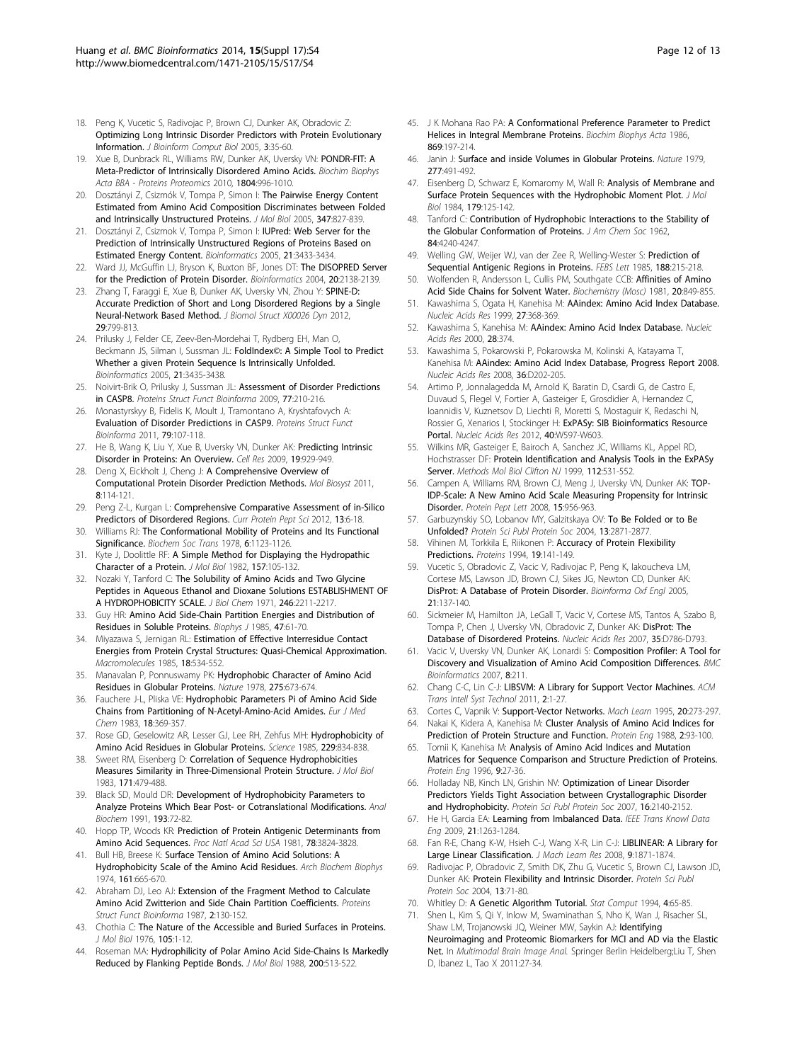18. Peng K, Vucetic S, Radivojac P, Brown CJ, Dunker AK, Obradovic Z: **Optimizing Long Intrinsic Disorder Predictors with Protein Evolutionary Information.** *J Bioinform Comput Biol* 2005, **3**:35-60.
19. Xue B, Dunbrack RL, Williams RW, Dunker AK, Uversky VN: **PONDR-FIT: A Meta-Predictor of Intrinsically Disordered Amino Acids.** *Biochim Biophys Acta BBA - Proteins Proteomics* 2010, **1804**:996-1010.
20. Dosztányi Z, Csizmók V, Tompa P, Simon I: **The Pairwise Energy Content Estimated from Amino Acid Composition Discriminates between Folded and Intrinsically Unstructured Proteins.** *J Mol Biol* 2005, **347**:827-839.
21. Dosztányi Z, Csizmok V, Tompa P, Simon I: **IUPred: Web Server for the Prediction of Intrinsically Unstructured Regions of Proteins Based on Estimated Energy Content.** *Bioinformatics* 2005, **21**:3433-3434.
22. Ward JJ, McGuffin LJ, Bryson K, Buxton BF, Jones DT: **The DISOPRED Server for the Prediction of Protein Disorder.** *Bioinformatics* 2004, **20**:2138-2139.
23. Zhang T, Faraggi E, Xue B, Dunker AK, Uversky VN, Zhou Y: **SPINE-D: Accurate Prediction of Short and Long Disordered Regions by a Single Neural-Network Based Method.** *J Biomol Struct X00026 Dyn* 2012, **29**:799-813.
24. Prilusky J, Felder CE, Zeev-Ben-Mordehai T, Rydberg EH, Man O, Beckmann JS, Silman I, Sussman JL: **FoldIndex©: A Simple Tool to Predict Whether a given Protein Sequence Is Intrinsically Unfolded.** *Bioinformatics* 2005, **21**:3435-3438.
25. Noivirt-Brik O, Prilusky J, Sussman JL: **Assessment of Disorder Predictions in CASP8.** *Proteins Struct Funct Bioinforma* 2009, **77**:210-216.
26. Monastyrskyy B, Fidelis K, Moult J, Tramontano A, Kryshtafovych A: **Evaluation of Disorder Predictions in CASP9.** *Proteins Struct Funct Bioinforma* 2011, **79**:107-118.
27. He B, Wang K, Liu Y, Xue B, Uversky VN, Dunker AK: **Predicting Intrinsic Disorder in Proteins: An Overview.** *Cell Res* 2009, **19**:929-949.
28. Deng X, Eickholt J, Cheng J: **A Comprehensive Overview of Computational Protein Disorder Prediction Methods.** *Mol Biosyst* 2011, **8**:114-121.
29. Peng Z-L, Kurgan L: **Comprehensive Comparative Assessment of in-Silico Predictors of Disordered Regions.** *Curr Protein Pept Sci* 2012, **13**:6-18.
30. Williams RJ: **The Conformational Mobility of Proteins and Its Functional Significance.** *Biochem Soc Trans* 1978, **6**:1123-1126.
31. Kyte J, Doolittle RF: **A Simple Method for Displaying the Hydropathic Character of a Protein.** *J Mol Biol* 1982, **157**:105-132.
32. Nozaki Y, Tanford C: **The Solubility of Amino Acids and Two Glycine Peptides in Aqueous Ethanol and Dioxane Solutions ESTABLISHMENT OF A HYDROPHOBICITY SCALE.** *J Biol Chem* 1971, **246**:2211-2217.
33. Guy HR: **Amino Acid Side-Chain Partition Energies and Distribution of Residues in Soluble Proteins.** *Biophys J* 1985, **47**:61-70.
34. Miyazawa S, Jernigan RL: **Estimation of Effective Interresidue Contact Energies from Protein Crystal Structures: Quasi-Chemical Approximation.** *Macromolecules* 1985, **18**:534-552.
35. Manavalan P, Ponnuswamy PK: **Hydrophobic Character of Amino Acid Residues in Globular Proteins.** *Nature* 1978, **275**:673-674.
36. Fauchere J-L, Pliska VE: **Hydrophobic Parameters Pi of Amino Acid Side Chains from Partitioning of N-Acetyl-Amino-Acid Amides.** *Eur J Med Chem* 1983, **18**:369-357.
37. Rose GD, Geselowitz AR, Lesser GJ, Lee RH, Zehfus MH: **Hydrophobicity of Amino Acid Residues in Globular Proteins.** *Science* 1985, **229**:834-838.
38. Sweet RM, Eisenberg D: **Correlation of Sequence Hydrophobicities Measures Similarity in Three-Dimensional Protein Structure.** *J Mol Biol* 1983, **171**:479-488.
39. Black SD, Mould DR: **Development of Hydrophobicity Parameters to Analyze Proteins Which Bear Post- or Cotranslational Modifications.** *Anal Biochem* 1991, **193**:72-82.
40. Hopp TP, Woods KR: **Prediction of Protein Antigenic Determinants from Amino Acid Sequences.** *Proc Natl Acad Sci USA* 1981, **78**:3824-3828.
41. Bull HB, Breese K: **Surface Tension of Amino Acid Solutions: A Hydrophobicity Scale of the Amino Acid Residues.** *Arch Biochem Biophys* 1974, **161**:665-670.
42. Abraham DJ, Leo AJ: **Extension of the Fragment Method to Calculate Amino Acid Zwitterion and Side Chain Partition Coefficients.** *Proteins Struct Funct Bioinforma* 1987, **2**:130-152.
43. Chothia C: **The Nature of the Accessible and Buried Surfaces in Proteins.** *J Mol Biol* 1976, **105**:1-12.
44. Roseman MA: **Hydrophilicity of Polar Amino Acid Side-Chains Is Markedly Reduced by Flanking Peptide Bonds.** *J Mol Biol* 1988, **200**:513-522.
45. J K Mohana Rao PA: **A Conformational Preference Parameter to Predict Helices in Integral Membrane Proteins.** *Biochim Biophys Acta* 1986, **869**:197-214.
46. Janin J: **Surface and inside Volumes in Globular Proteins.** *Nature* 1979, **277**:491-492.
47. Eisenberg D, Schwarz E, Komaromy M, Wall R: **Analysis of Membrane and Surface Protein Sequences with the Hydrophobic Moment Plot.** *J Mol Biol* 1984, **179**:125-142.
48. Tanford C: **Contribution of Hydrophobic Interactions to the Stability of the Globular Conformation of Proteins.** *J Am Chem Soc* 1962, **84**:4240-4247.
49. Welling GW, Weijer WJ, van der Zee R, Welling-Wester S: **Prediction of Sequential Antigenic Regions in Proteins.** *FEBS Lett* 1985, **188**:215-218.
50. Wolfenden R, Andersson L, Cullis PM, Southgate CCB: **Affinities of Amino Acid Side Chains for Solvent Water.** *Biochemistry (Mosc)* 1981, **20**:849-855.
51. Kawashima S, Ogata H, Kanehisa M: **AAindex: Amino Acid Index Database.** *Nucleic Acids Res* 1999, **27**:368-369.
52. Kawashima S, Kanehisa M: **AAindex: Amino Acid Index Database.** *Nucleic Acids Res* 2000, **28**:374.
53. Kawashima S, Pokarowski P, Pokarowska M, Kolinski A, Katayama T, Kanehisa M: **AAindex: Amino Acid Index Database, Progress Report 2008.** *Nucleic Acids Res* 2008, **36**:D202-205.
54. Artimo P, Jonnalagedda M, Arnold K, Baratin D, Csardi G, de Castro E, Duvaud S, Flegel V, Fortier A, Gasteiger E, Grosdidier A, Hernandez C, Ioannidis V, Kuznetsov D, Liechti R, Moretti S, Mostaguir K, Redaschi N, Rossier G, Xenarios I, Stockinger H: **ExPASy: SIB Bioinformatics Resource Portal.** *Nucleic Acids Res* 2012, **40**:W597-W603.
55. Wilkins MR, Gasteiger E, Bairoch A, Sanchez JC, Williams KL, Appel RD, Hochstrasser DF: **Protein Identification and Analysis Tools in the ExPASy Server.** *Methods Mol Biol Clifton NJ* 1999, **112**:531-552.
56. Campen A, Williams RM, Brown CJ, Meng J, Uversky VN, Dunker AK: **TOP-IDP-Scale: A New Amino Acid Scale Measuring Propensity for Intrinsic Disorder.** *Protein Pept Lett* 2008, **15**:956-963.
57. Garbuzynskiy SO, Lobanov MY, Galzitskaya OV: **To Be Folded or to Be Unfolded?** *Protein Sci Publ Protein Soc* 2004, **13**:2871-2877.
58. Vihinen M, Torkkila E, Riikonen P: **Accuracy of Protein Flexibility Predictions.** *Proteins* 1994, **19**:141-149.
59. Vucetic S, Obradovic Z, Vacic V, Radivojac P, Peng K, Iakoucheva LM, Cortese MS, Lawson JD, Brown CJ, Sikes JG, Newton CD, Dunker AK: **DisProt: A Database of Protein Disorder.** *Bioinforma Oxf Engl* 2005, **21**:137-140.
60. Sickmeier M, Hamilton JA, LeGall T, Vacic V, Cortese MS, Tantos A, Szabo B, Tompa P, Chen J, Uversky VN, Obradovic Z, Dunker AK: **DisProt: The Database of Disordered Proteins.** *Nucleic Acids Res* 2007, **35**:D786-D793.
61. Vacic V, Uversky VN, Dunker AK, Lonardi S: **Composition Profiler: A Tool for Discovery and Visualization of Amino Acid Composition Differences.** *BMC Bioinformatics* 2007, **8**:211.
62. Chang C-C, Lin C-J: **LIBSVM: A Library for Support Vector Machines.** *ACM Trans Intell Syst Technol* 2011, **2**:1-27.
63. Cortes C, Vapnik V: **Support-Vector Networks.** *Mach Learn* 1995, **20**:273-297.
64. Nakai K, Kidera A, Kanehisa M: **Cluster Analysis of Amino Acid Indices for Prediction of Protein Structure and Function.** *Protein Eng* 1988, **2**:93-100.
65. Tomii K, Kanehisa M: **Analysis of Amino Acid Indices and Mutation Matrices for Sequence Comparison and Structure Prediction of Proteins.** *Protein Eng* 1996, **9**:27-36.
66. Holladay NB, Kinch LN, Grishin NV: **Optimization of Linear Disorder Predictors Yields Tight Association between Crystallographic Disorder and Hydrophobicity.** *Protein Sci Publ Protein Soc* 2007, **16**:2140-2152.
67. He H, Garcia EA: **Learning from Imbalanced Data.** *IEEE Trans Knowl Data Eng* 2009, **21**:1263-1284.
68. Fan R-E, Chang K-W, Hsieh C-J, Wang X-R, Lin C-J: **LIBLINEAR: A Library for Large Linear Classification.** *J Mach Learn Res* 2008, **9**:1871-1874.
69. Radivojac P, Obradovic Z, Smith DK, Zhu G, Vucetic S, Brown CJ, Lawson JD, Dunker AK: **Protein Flexibility and Intrinsic Disorder.** *Protein Sci Publ Protein Soc* 2004, **13**:71-80.
70. Whitley D: **A Genetic Algorithm Tutorial.** *Stat Comput* 1994, **4**:65-85.
71. Shen L, Kim S, Qi Y, Inlow M, Swaminathan S, Nho K, Wan J, Risacher SL, Shaw LM, Trojanowski JQ, Weiner MW, Saykin AJ: **Identifying Neuroimaging and Proteomic Biomarkers for MCI and AD via the Elastic Net.** In *Multimodal Brain Image Anal.* Springer Berlin Heidelberg;Liu T, Shen D, Ibanez L, Tao X 2011:27-34.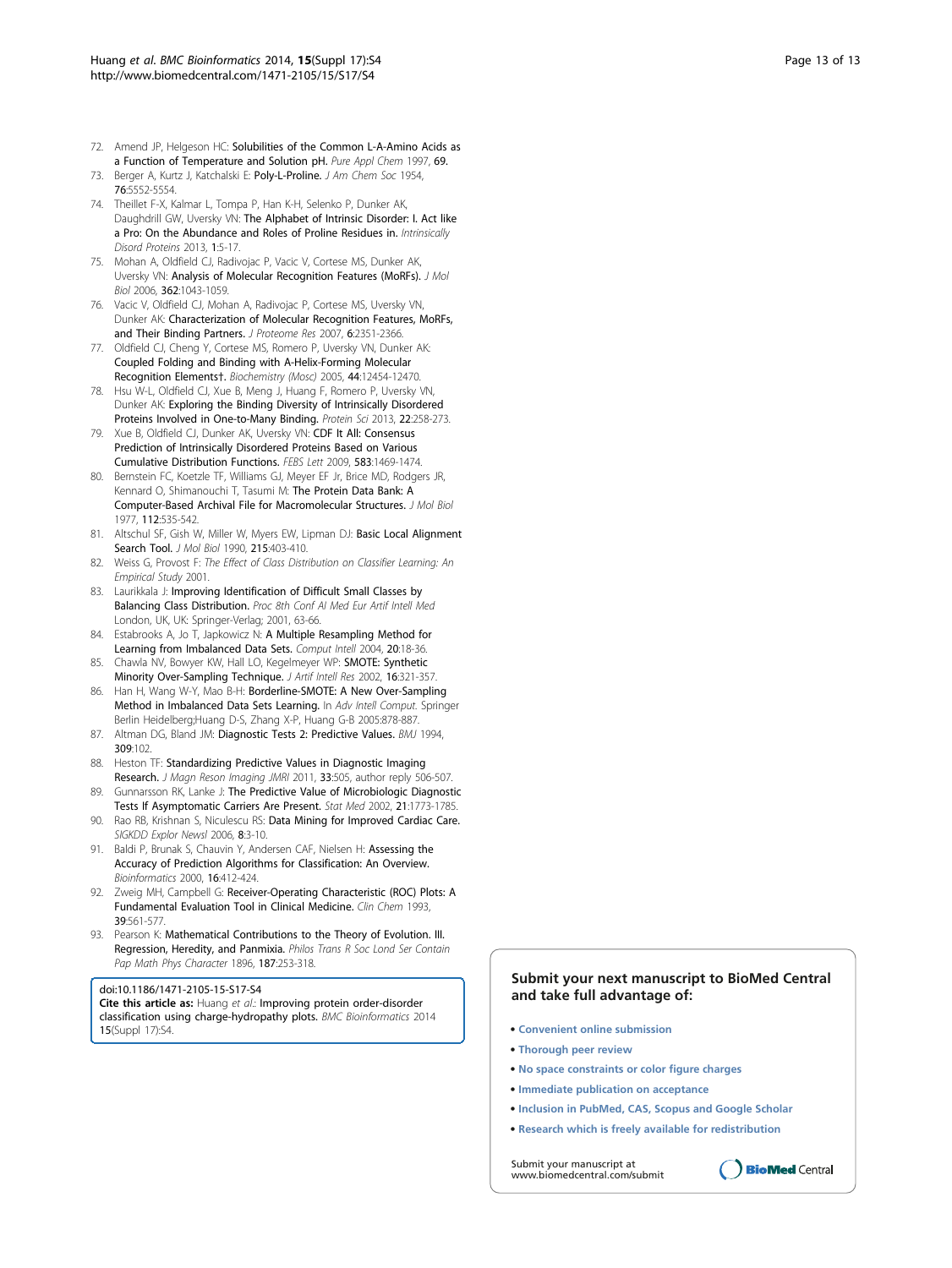72. Amend JP, Helgeson HC: **Solubilities of the Common L-A-Amino Acids as a Function of Temperature and Solution pH.** *Pure Appl Chem* 1997, **69.**
73. Berger A, Kurtz J, Katchalski E: **Poly-L-Proline.** *J Am Chem Soc* 1954, **76**:5552-5554.
74. Theillet F-X, Kalmar L, Tompa P, Han K-H, Selenko P, Dunker AK, Daughdrill GW, Uversky VN: **The Alphabet of Intrinsic Disorder: I. Act like a Pro: On the Abundance and Roles of Proline Residues in.** *Intrinsically Disord Proteins* 2013, **1**:5-17.
75. Mohan A, Oldfield CJ, Radivojac P, Vacic V, Cortese MS, Dunker AK, Uversky VN: **Analysis of Molecular Recognition Features (MoRFs).** *J Mol Biol* 2006, **362**:1043-1059.
76. Vacic V, Oldfield CJ, Mohan A, Radivojac P, Cortese MS, Uversky VN, Dunker AK: **Characterization of Molecular Recognition Features, MoRFs, and Their Binding Partners.** *J Proteome Res* 2007, **6**:2351-2366.
77. Oldfield CJ, Cheng Y, Cortese MS, Romero P, Uversky VN, Dunker AK: **Coupled Folding and Binding with A-Helix-Forming Molecular Recognition Elements†.** *Biochemistry (Mosc)* 2005, **44**:12454-12470.
78. Hsu W-L, Oldfield CJ, Xue B, Meng J, Huang F, Romero P, Uversky VN, Dunker AK: **Exploring the Binding Diversity of Intrinsically Disordered Proteins Involved in One-to-Many Binding.** *Protein Sci* 2013, **22**:258-273.
79. Xue B, Oldfield CJ, Dunker AK, Uversky VN: **CDF It All: Consensus Prediction of Intrinsically Disordered Proteins Based on Various Cumulative Distribution Functions.** *FEBS Lett* 2009, **583**:1469-1474.
80. Bernstein FC, Koetzle TF, Williams GJ, Meyer EF Jr, Brice MD, Rodgers JR, Kennard O, Shimanouchi T, Tasumi M: **The Protein Data Bank: A Computer-Based Archival File for Macromolecular Structures.** *J Mol Biol* 1977, **112**:535-542.
81. Altschul SF, Gish W, Miller W, Myers EW, Lipman DJ: **Basic Local Alignment Search Tool.** *J Mol Biol* 1990, **215**:403-410.
82. Weiss G, Provost F: *The Effect of Class Distribution on Classifier Learning: An Empirical Study* 2001.
83. Laurikkala J: **Improving Identification of Difficult Small Classes by Balancing Class Distribution.** *Proc 8th Conf AI Med Eur Artif Intell Med* London, UK, UK: Springer-Verlag; 2001, 63-66.
84. Estabrooks A, Jo T, Japkowicz N: **A Multiple Resampling Method for Learning from Imbalanced Data Sets.** *Comput Intell* 2004, **20**:18-36.
85. Chawla NV, Bowyer KW, Hall LO, Kegelmeyer WP: **SMOTE: Synthetic Minority Over-Sampling Technique.** *J Artif Intell Res* 2002, **16**:321-357.
86. Han H, Wang W-Y, Mao B-H: **Borderline-SMOTE: A New Over-Sampling Method in Imbalanced Data Sets Learning.** In *Adv Intell Comput.* Springer Berlin Heidelberg;Huang D-S, Zhang X-P, Huang G-B 2005:878-887.
87. Altman DG, Bland JM: **Diagnostic Tests 2: Predictive Values.** *BMJ* 1994, **309**:102.
88. Heston TF: **Standardizing Predictive Values in Diagnostic Imaging Research.** *J Magn Reson Imaging JMRI* 2011, **33**:505, author reply 506-507.
89. Gunnarsson RK, Lanke J: **The Predictive Value of Microbiologic Diagnostic Tests If Asymptomatic Carriers Are Present.** *Stat Med* 2002, **21**:1773-1785.
90. Rao RB, Krishnan S, Niculescu RS: **Data Mining for Improved Cardiac Care.** *SIGKDD Explor Newsl* 2006, **8**:3-10.
91. Baldi P, Brunak S, Chauvin Y, Andersen CAF, Nielsen H: **Assessing the Accuracy of Prediction Algorithms for Classification: An Overview.** *Bioinformatics* 2000, **16**:412-424.
92. Zweig MH, Campbell G: **Receiver-Operating Characteristic (ROC) Plots: A Fundamental Evaluation Tool in Clinical Medicine.** *Clin Chem* 1993, **39**:561-577.
93. Pearson K: **Mathematical Contributions to the Theory of Evolution. III. Regression, Heredity, and Panmixia.** *Philos Trans R Soc Lond Ser Contain Pap Math Phys Character* 1896, **187**:253-318.

doi:10.1186/1471-2105-15-S17-S4

**Cite this article as:** Huang *et al.*: Improving protein order-disorder classification using charge-hydropathy plots. *BMC Bioinformatics* 2014 15(Suppl 17):S4.

**Submit your next manuscript to BioMed Central and take full advantage of:**

- **Convenient online submission**
- **Thorough peer review**
- **No space constraints or color figure charges**
- **Immediate publication on acceptance**
- **Inclusion in PubMed, CAS, Scopus and Google Scholar**
- **Research which is freely available for redistribution**

Submit your manuscript at www.biomedcentral.com/submit

BioMed Central